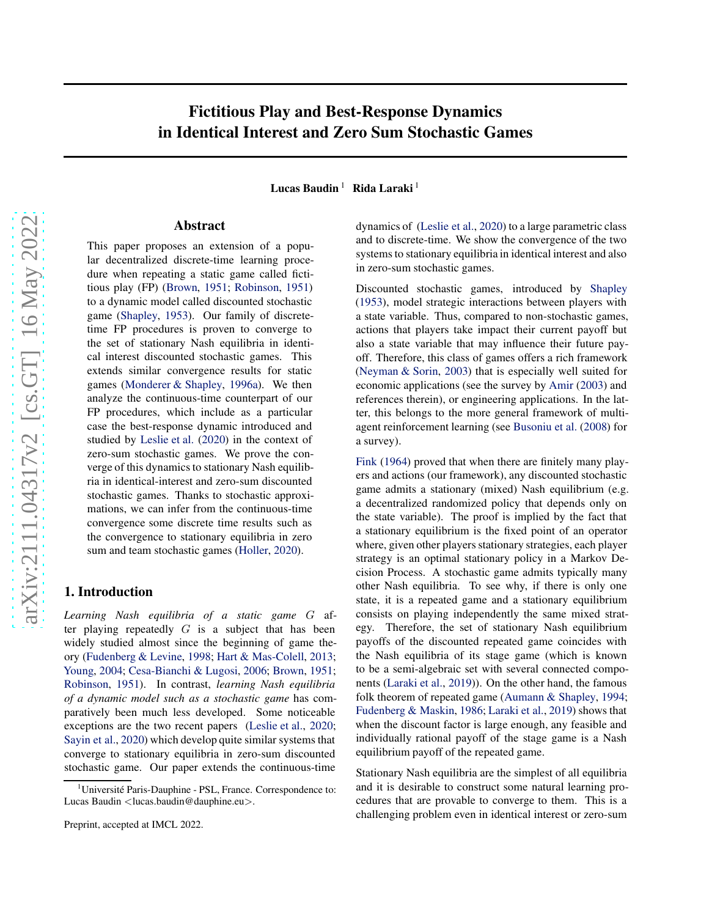# Fictitious Play and Best-Response Dynamics in Identical Interest and Zero Sum Stochastic Games

**Lucas Baudin**[1] **Rida Laraki**[1]

## Abstract

This paper proposes an extension of a popular decentralized discrete-time learning procedure when repeating a static game called fictitious play (FP) (Brown, 1951; Robinson, 1951) to a dynamic model called discounted stochastic game (Shapley, 1953). Our family of discrete-time FP procedures is proven to converge to the set of stationary Nash equilibria in identical interest discounted stochastic games. This extends similar convergence results for static games (Monderer & Shapley, 1996a). We then analyze the continuous-time counterpart of our FP procedures, which include as a particular case the best-response dynamic introduced and studied by Leslie et al. (2020) in the context of zero-sum stochastic games. We prove the converge of this dynamics to stationary Nash equilibria in identical-interest and zero-sum discounted stochastic games. Thanks to stochastic approximations, we can infer from the continuous-time convergence some discrete time results such as the convergence to stationary equilibria in zero sum and team stochastic games (Holler, 2020).

## 1. Introduction

*Learning Nash equilibria of a static game $G$ after playing repeatedly $G$* is a subject that has been widely studied almost since the beginning of game theory (Fudenberg & Levine, 1998; Hart & Mas-Colell, 2013; Young, 2004; Cesa-Bianchi & Lugosi, 2006; Brown, 1951; Robinson, 1951). In contrast, *learning Nash equilibria of a dynamic model such as a stochastic game* has comparatively been much less developed. Some noticeable exceptions are the two recent papers (Leslie et al., 2020; Sayin et al., 2020) which develop quite similar systems that converge to stationary equilibria in zero-sum discounted stochastic game. Our paper extends the continuous-time dynamics of (Leslie et al., 2020) to a large parametric class and to discrete-time. We show the convergence of the two systems to stationary equilibria in identical interest and also in zero-sum stochastic games.

Discounted stochastic games, introduced by Shapley (1953), model strategic interactions between players with a state variable. Thus, compared to non-stochastic games, actions that players take impact their current payoff but also a state variable that may influence their future payoff. Therefore, this class of games offers a rich framework (Neyman & Sorin, 2003) that is especially well suited for economic applications (see the survey by Amir (2003) and references therein), or engineering applications. In the latter, this belongs to the more general framework of multi-agent reinforcement learning (see Busoniu et al. (2008) for a survey).

Fink (1964) proved that when there are finitely many players and actions (our framework), any discounted stochastic game admits a stationary (mixed) Nash equilibrium (e.g. a decentralized randomized policy that depends only on the state variable). The proof is implied by the fact that a stationary equilibrium is the fixed point of an operator where, given other players stationary strategies, each player strategy is an optimal stationary policy in a Markov Decision Process. A stochastic game admits typically many other Nash equilibria. To see why, if there is only one state, it is a repeated game and a stationary equilibrium consists on playing independently the same mixed strategy. Therefore, the set of stationary Nash equilibrium payoffs of the discounted repeated game coincides with the Nash equilibria of its stage game (which is known to be a semi-algebraic set with several connected components (Laraki et al., 2019)). On the other hand, the famous folk theorem of repeated game (Aumann & Shapley, 1994; Fudenberg & Maskin, 1986; Laraki et al., 2019) shows that when the discount factor is large enough, any feasible and individually rational payoff of the stage game is a Nash equilibrium payoff of the repeated game.

Stationary Nash equilibria are the simplest of all equilibria and it is desirable to construct some natural learning procedures that are provable to converge to them. This is a challenging problem even in identical interest or zero-sum

[1]Université Paris-Dauphine - PSL, France. Correspondence to: Lucas Baudin <lucas.baudin@dauphine.eu>.

Preprint, accepted at IMCL 2022.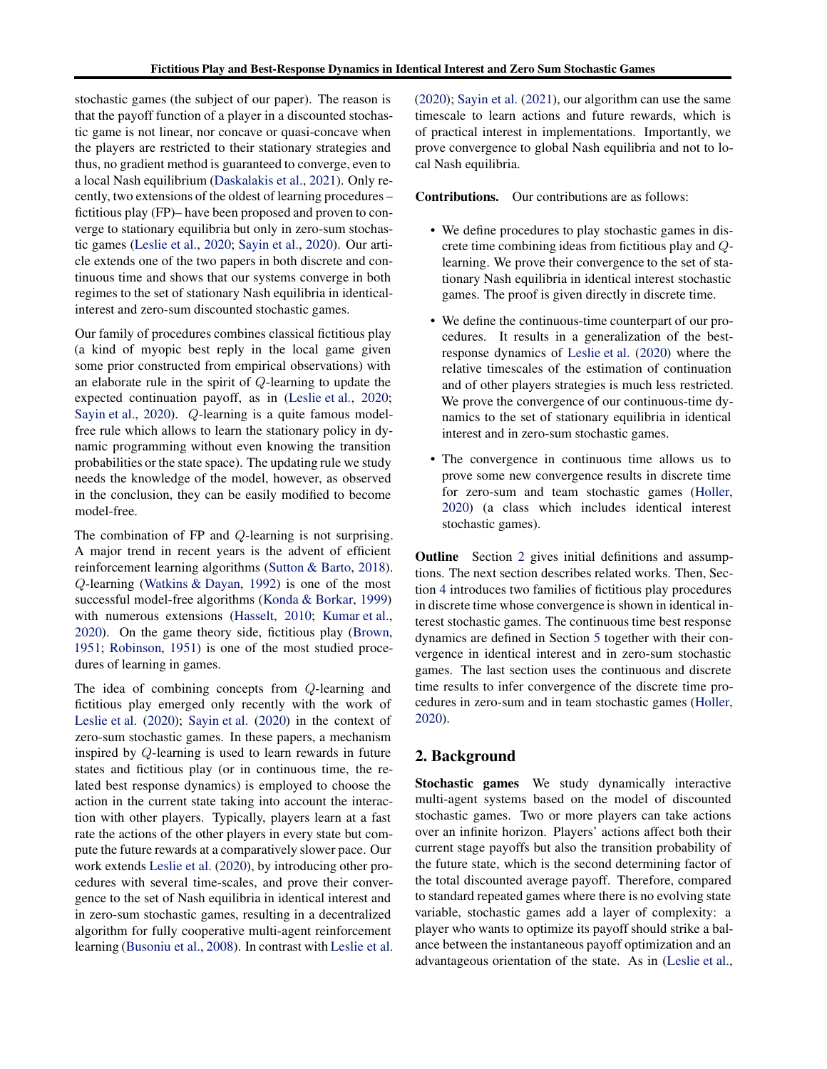stochastic games (the subject of our paper). The reason is that the payoff function of a player in a discounted stochastic game is not linear, nor concave or quasi-concave when the players are restricted to their stationary strategies and thus, no gradient method is guaranteed to converge, even to a local Nash equilibrium (Daskalakis et al., 2021). Only recently, two extensions of the oldest of learning procedures – fictitious play (FP)– have been proposed and proven to converge to stationary equilibria but only in zero-sum stochastic games (Leslie et al., 2020; Sayin et al., 2020). Our article extends one of the two papers in both discrete and continuous time and shows that our systems converge in both regimes to the set of stationary Nash equilibria in identical-interest and zero-sum discounted stochastic games.

Our family of procedures combines classical fictitious play (a kind of myopic best reply in the local game given some prior constructed from empirical observations) with an elaborate rule in the spirit of $Q$-learning to update the expected continuation payoff, as in (Leslie et al., 2020; Sayin et al., 2020). $Q$-learning is a quite famous model-free rule which allows to learn the stationary policy in dynamic programming without even knowing the transition probabilities or the state space). The updating rule we study needs the knowledge of the model, however, as observed in the conclusion, they can be easily modified to become model-free.

The combination of FP and $Q$-learning is not surprising. A major trend in recent years is the advent of efficient reinforcement learning algorithms (Sutton & Barto, 2018). $Q$-learning (Watkins & Dayan, 1992) is one of the most successful model-free algorithms (Konda & Borkar, 1999) with numerous extensions (Hasselt, 2010; Kumar et al., 2020). On the game theory side, fictitious play (Brown, 1951; Robinson, 1951) is one of the most studied procedures of learning in games.

The idea of combining concepts from $Q$-learning and fictitious play emerged only recently with the work of Leslie et al. (2020); Sayin et al. (2020) in the context of zero-sum stochastic games. In these papers, a mechanism inspired by $Q$-learning is used to learn rewards in future states and fictitious play (or in continuous time, the related best response dynamics) is employed to choose the action in the current state taking into account the interaction with other players. Typically, players learn at a fast rate the actions of the other players in every state but compute the future rewards at a comparatively slower pace. Our work extends Leslie et al. (2020), by introducing other procedures with several time-scales, and prove their convergence to the set of Nash equilibria in identical interest and in zero-sum stochastic games, resulting in a decentralized algorithm for fully cooperative multi-agent reinforcement learning (Busoniu et al., 2008). In contrast with Leslie et al. (2020); Sayin et al. (2021), our algorithm can use the same timescale to learn actions and future rewards, which is of practical interest in implementations. Importantly, we prove convergence to global Nash equilibria and not to local Nash equilibria.

**Contributions.** Our contributions are as follows:

- We define procedures to play stochastic games in discrete time combining ideas from fictitious play and $Q$-learning. We prove their convergence to the set of stationary Nash equilibria in identical interest stochastic games. The proof is given directly in discrete time.
- We define the continuous-time counterpart of our procedures. It results in a generalization of the best-response dynamics of Leslie et al. (2020) where the relative timescales of the estimation of continuation and of other players strategies is much less restricted. We prove the convergence of our continuous-time dynamics to the set of stationary equilibria in identical interest and in zero-sum stochastic games.
- The convergence in continuous time allows us to prove some new convergence results in discrete time for zero-sum and team stochastic games (Holler, 2020) (a class which includes identical interest stochastic games).

**Outline** Section 2 gives initial definitions and assumptions. The next section describes related works. Then, Section 4 introduces two families of fictitious play procedures in discrete time whose convergence is shown in identical interest stochastic games. The continuous time best response dynamics are defined in Section 5 together with their convergence in identical interest and in zero-sum stochastic games. The last section uses the continuous and discrete time results to infer convergence of the discrete time procedures in zero-sum and in team stochastic games (Holler, 2020).

## 2. Background

**Stochastic games** We study dynamically interactive multi-agent systems based on the model of discounted stochastic games. Two or more players can take actions over an infinite horizon. Players' actions affect both their current stage payoffs but also the transition probability of the future state, which is the second determining factor of the total discounted average payoff. Therefore, compared to standard repeated games where there is no evolving state variable, stochastic games add a layer of complexity: a player who wants to optimize its payoff should strike a balance between the instantaneous payoff optimization and an advantageous orientation of the state. As in (Leslie et al.,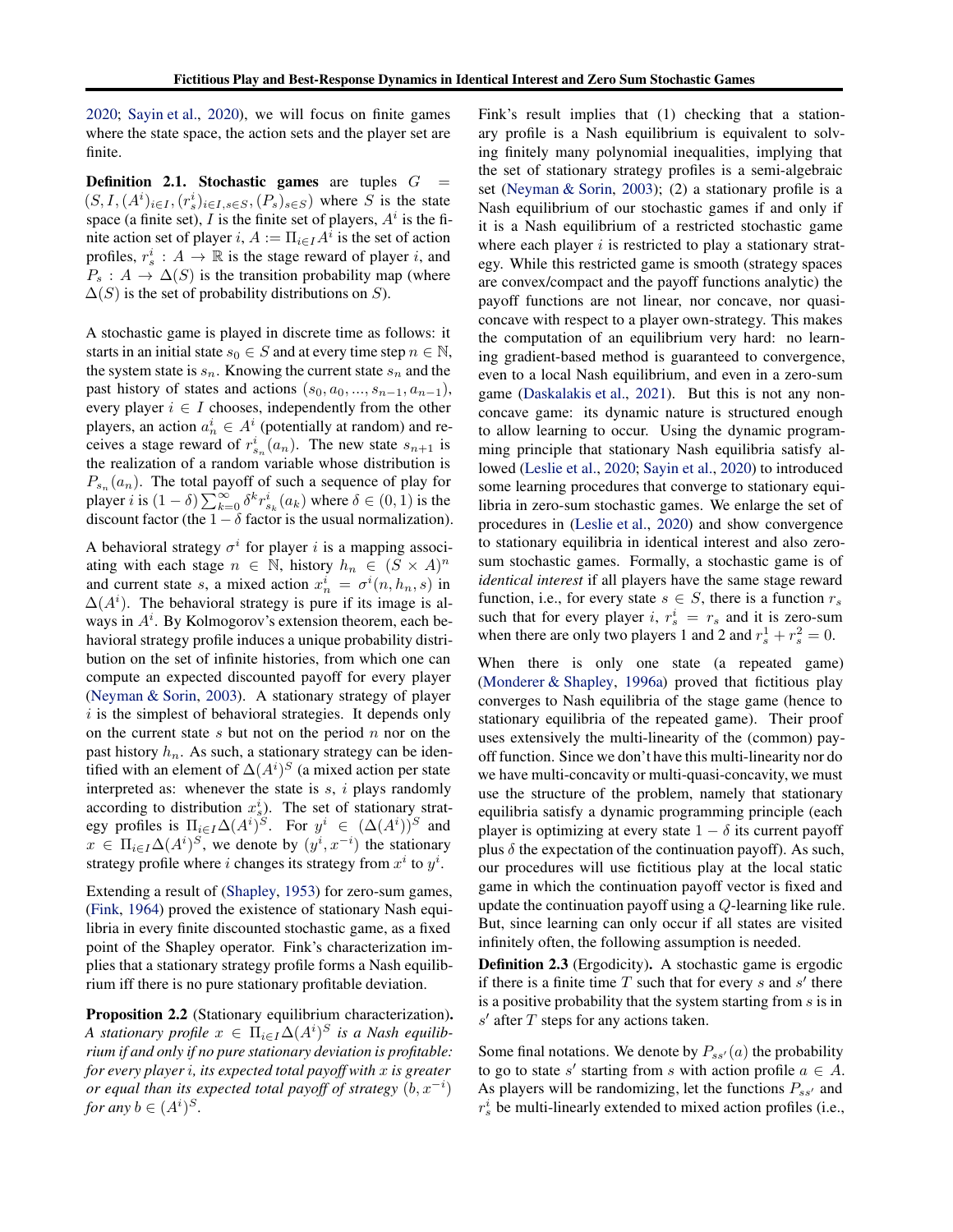2020; Sayin et al., 2020), we will focus on finite games where the state space, the action sets and the player set are finite.

**Definition 2.1. Stochastic games** are tuples $G = (S, I, (A^i)_{i\in I}, (r_s^i)_{i\in I, s\in S}, (P_s)_{s\in S})$ where $S$ is the state space (a finite set), $I$ is the finite set of players, $A^i$ is the finite action set of player $i$, $A := \Pi_{i\in I} A^i$ is the set of action profiles, $r_s^i : A \to \mathbb{R}$ is the stage reward of player $i$, and $P_s : A \to \Delta(S)$ is the transition probability map (where $\Delta(S)$ is the set of probability distributions on $S$).

A stochastic game is played in discrete time as follows: it starts in an initial state $s_0 \in S$ and at every time step $n \in \mathbb{N}$, the system state is $s_n$. Knowing the current state $s_n$ and the past history of states and actions $(s_0, a_0, ..., s_{n-1}, a_{n-1})$, every player $i \in I$ chooses, independently from the other players, an action $a_n^i \in A^i$ (potentially at random) and receives a stage reward of $r_{s_n}^i(a_n)$. The new state $s_{n+1}$ is the realization of a random variable whose distribution is $P_{s_n}(a_n)$. The total payoff of such a sequence of play for player $i$ is $(1-\delta)\sum_{k=0}^{\infty}\delta^k r_{s_k}^i(a_k)$ where $\delta \in (0,1)$ is the discount factor (the $1-\delta$ factor is the usual normalization).

A behavioral strategy $\sigma^i$ for player $i$ is a mapping associating with each stage $n \in \mathbb{N}$, history $h_n \in (S \times A)^n$ and current state $s$, a mixed action $x_n^i = \sigma^i(n, h_n, s)$ in $\Delta(A^i)$. The behavioral strategy is pure if its image is always in $A^i$. By Kolmogorov's extension theorem, each behavioral strategy profile induces a unique probability distribution on the set of infinite histories, from which one can compute an expected discounted payoff for every player (Neyman & Sorin, 2003). A stationary strategy of player $i$ is the simplest of behavioral strategies. It depends only on the current state $s$ but not on the period $n$ nor on the past history $h_n$. As such, a stationary strategy can be identified with an element of $\Delta(A^i)^S$ (a mixed action per state interpreted as: whenever the state is $s$, $i$ plays randomly according to distribution $x_s^i$). The set of stationary strategy profiles is $\Pi_{i\in I}\Delta(A^i)^S$. For $y^i \in (\Delta(A^i))^S$ and $x \in \Pi_{i\in I}\Delta(A^i)^S$, we denote by $(y^i, x^{-i})$ the stationary strategy profile where $i$ changes its strategy from $x^i$ to $y^i$.

Extending a result of (Shapley, 1953) for zero-sum games, (Fink, 1964) proved the existence of stationary Nash equilibria in every finite discounted stochastic game, as a fixed point of the Shapley operator. Fink's characterization implies that a stationary strategy profile forms a Nash equilibrium iff there is no pure stationary profitable deviation.

**Proposition 2.2** (Stationary equilibrium characterization)**.** *A stationary profile $x \in \Pi_{i\in I}\Delta(A^i)^S$ is a Nash equilibrium if and only if no pure stationary deviation is profitable: for every player $i$, its expected total payoff with $x$ is greater or equal than its expected total payoff of strategy $(b, x^{-i})$ for any $b \in (A^i)^S$.*

Fink's result implies that (1) checking that a stationary profile is a Nash equilibrium is equivalent to solving finitely many polynomial inequalities, implying that the set of stationary strategy profiles is a semi-algebraic set (Neyman & Sorin, 2003); (2) a stationary profile is a Nash equilibrium of our stochastic games if and only if it is a Nash equilibrium of a restricted stochastic game where each player $i$ is restricted to play a stationary strategy. While this restricted game is smooth (strategy spaces are convex/compact and the payoff functions analytic) the payoff functions are not linear, nor concave, nor quasi-concave with respect to a player own-strategy. This makes the computation of an equilibrium very hard: no learning gradient-based method is guaranteed to convergence, even to a local Nash equilibrium, and even in a zero-sum game (Daskalakis et al., 2021). But this is not any non-concave game: its dynamic nature is structured enough to allow learning to occur. Using the dynamic programming principle that stationary Nash equilibria satisfy allowed (Leslie et al., 2020; Sayin et al., 2020) to introduced some learning procedures that converge to stationary equilibria in zero-sum stochastic games. We enlarge the set of procedures in (Leslie et al., 2020) and show convergence to stationary equilibria in identical interest and also zero-sum stochastic games. Formally, a stochastic game is of *identical interest* if all players have the same stage reward function, i.e., for every state $s \in S$, there is a function $r_s$ such that for every player $i$, $r_s^i = r_s$ and it is zero-sum when there are only two players 1 and 2 and $r_s^1 + r_s^2 = 0$.

When there is only one state (a repeated game) (Monderer & Shapley, 1996a) proved that fictitious play converges to Nash equilibria of the stage game (hence to stationary equilibria of the repeated game). Their proof uses extensively the multi-linearity of the (common) payoff function. Since we don't have this multi-linearity nor do we have multi-concavity or multi-quasi-concavity, we must use the structure of the problem, namely that stationary equilibria satisfy a dynamic programming principle (each player is optimizing at every state $1-\delta$ its current payoff plus $\delta$ the expectation of the continuation payoff). As such, our procedures will use fictitious play at the local static game in which the continuation payoff vector is fixed and update the continuation payoff using a $Q$-learning like rule. But, since learning can only occur if all states are visited infinitely often, the following assumption is needed.

**Definition 2.3** (Ergodicity)**.** A stochastic game is ergodic if there is a finite time $T$ such that for every $s$ and $s'$ there is a positive probability that the system starting from $s$ is in $s'$ after $T$ steps for any actions taken.

Some final notations. We denote by $P_{ss'}(a)$ the probability to go to state $s'$ starting from $s$ with action profile $a \in A$. As players will be randomizing, let the functions $P_{ss'}$ and $r_s^i$ be multi-linearly extended to mixed action profiles (i.e.,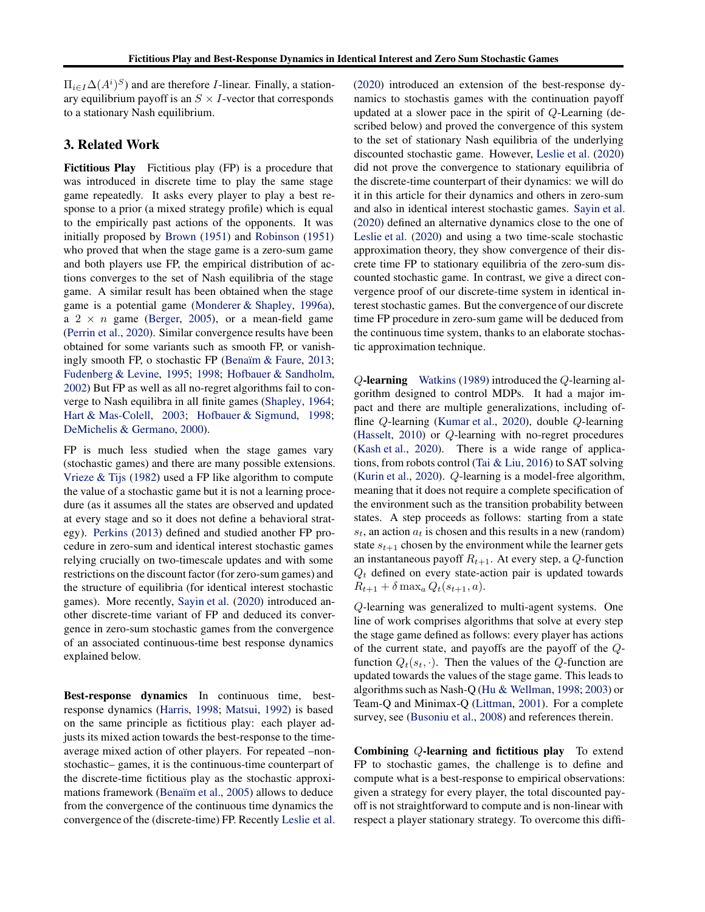$\Pi_{i\in I}\Delta(A^i)^S$) and are therefore $I$-linear. Finally, a stationary equilibrium payoff is an $S \times I$-vector that corresponds to a stationary Nash equilibrium.

## 3. Related Work

**Fictitious Play** Fictitious play (FP) is a procedure that was introduced in discrete time to play the same stage game repeatedly. It asks every player to play a best response to a prior (a mixed strategy profile) which is equal to the empirically past actions of the opponents. It was initially proposed by Brown (1951) and Robinson (1951) who proved that when the stage game is a zero-sum game and both players use FP, the empirical distribution of actions converges to the set of Nash equilibria of the stage game. A similar result has been obtained when the stage game is a potential game (Monderer & Shapley, 1996a), a $2 \times n$ game (Berger, 2005), or a mean-field game (Perrin et al., 2020). Similar convergence results have been obtained for some variants such as smooth FP, or vanishingly smooth FP, o stochastic FP (Benaïm & Faure, 2013; Fudenberg & Levine, 1995; 1998; Hofbauer & Sandholm, 2002) But FP as well as all no-regret algorithms fail to converge to Nash equilibra in all finite games (Shapley, 1964; Hart & Mas-Colell, 2003; Hofbauer & Sigmund, 1998; DeMichelis & Germano, 2000).

FP is much less studied when the stage games vary (stochastic games) and there are many possible extensions. Vrieze & Tijs (1982) used a FP like algorithm to compute the value of a stochastic game but it is not a learning procedure (as it assumes all the states are observed and updated at every stage and so it does not define a behavioral strategy). Perkins (2013) defined and studied another FP procedure in zero-sum and identical interest stochastic games relying crucially on two-timescale updates and with some restrictions on the discount factor (for zero-sum games) and the structure of equilibria (for identical interest stochastic games). More recently, Sayin et al. (2020) introduced another discrete-time variant of FP and deduced its convergence in zero-sum stochastic games from the convergence of an associated continuous-time best response dynamics explained below.

**Best-response dynamics** In continuous time, best-response dynamics (Harris, 1998; Matsui, 1992) is based on the same principle as fictitious play: each player adjusts its mixed action towards the best-response to the time-average mixed action of other players. For repeated –non-stochastic– games, it is the continuous-time counterpart of the discrete-time fictitious play as the stochastic approximations framework (Benaïm et al., 2005) allows to deduce from the convergence of the continuous time dynamics the convergence of the (discrete-time) FP. Recently Leslie et al. (2020) introduced an extension of the best-response dynamics to stochastis games with the continuation payoff updated at a slower pace in the spirit of $Q$-Learning (described below) and proved the convergence of this system to the set of stationary Nash equilibria of the underlying discounted stochastic game. However, Leslie et al. (2020) did not prove the convergence to stationary equilibria of the discrete-time counterpart of their dynamics: we will do it in this article for their dynamics and others in zero-sum and also in identical interest stochastic games. Sayin et al. (2020) defined an alternative dynamics close to the one of Leslie et al. (2020) and using a two time-scale stochastic approximation theory, they show convergence of their discrete time FP to stationary equilibria of the zero-sum discounted stochastic game. In contrast, we give a direct convergence proof of our discrete-time system in identical interest stochastic games. But the convergence of our discrete time FP procedure in zero-sum game will be deduced from the continuous time system, thanks to an elaborate stochastic approximation technique.

**$Q$-learning** Watkins (1989) introduced the $Q$-learning algorithm designed to control MDPs. It had a major impact and there are multiple generalizations, including offline $Q$-learning (Kumar et al., 2020), double $Q$-learning (Hasselt, 2010) or $Q$-learning with no-regret procedures (Kash et al., 2020). There is a wide range of applications, from robots control (Tai & Liu, 2016) to SAT solving (Kurin et al., 2020). $Q$-learning is a model-free algorithm, meaning that it does not require a complete specification of the environment such as the transition probability between states. A step proceeds as follows: starting from a state $s_t$, an action $a_t$ is chosen and this results in a new (random) state $s_{t+1}$ chosen by the environment while the learner gets an instantaneous payoff $R_{t+1}$. At every step, a $Q$-function $Q_t$ defined on every state-action pair is updated towards $R_{t+1} + \delta \max_a Q_t(s_{t+1}, a)$.

$Q$-learning was generalized to multi-agent systems. One line of work comprises algorithms that solve at every step the stage game defined as follows: every player has actions of the current state, and payoffs are the payoff of the $Q$-function $Q_t(s_t, \cdot)$. Then the values of the $Q$-function are updated towards the values of the stage game. This leads to algorithms such as Nash-Q (Hu & Wellman, 1998; 2003) or Team-Q and Minimax-Q (Littman, 2001). For a complete survey, see (Busoniu et al., 2008) and references therein.

**Combining $Q$-learning and fictitious play** To extend FP to stochastic games, the challenge is to define and compute what is a best-response to empirical observations: given a strategy for every player, the total discounted payoff is not straightforward to compute and is non-linear with respect a player stationary strategy. To overcome this diffi-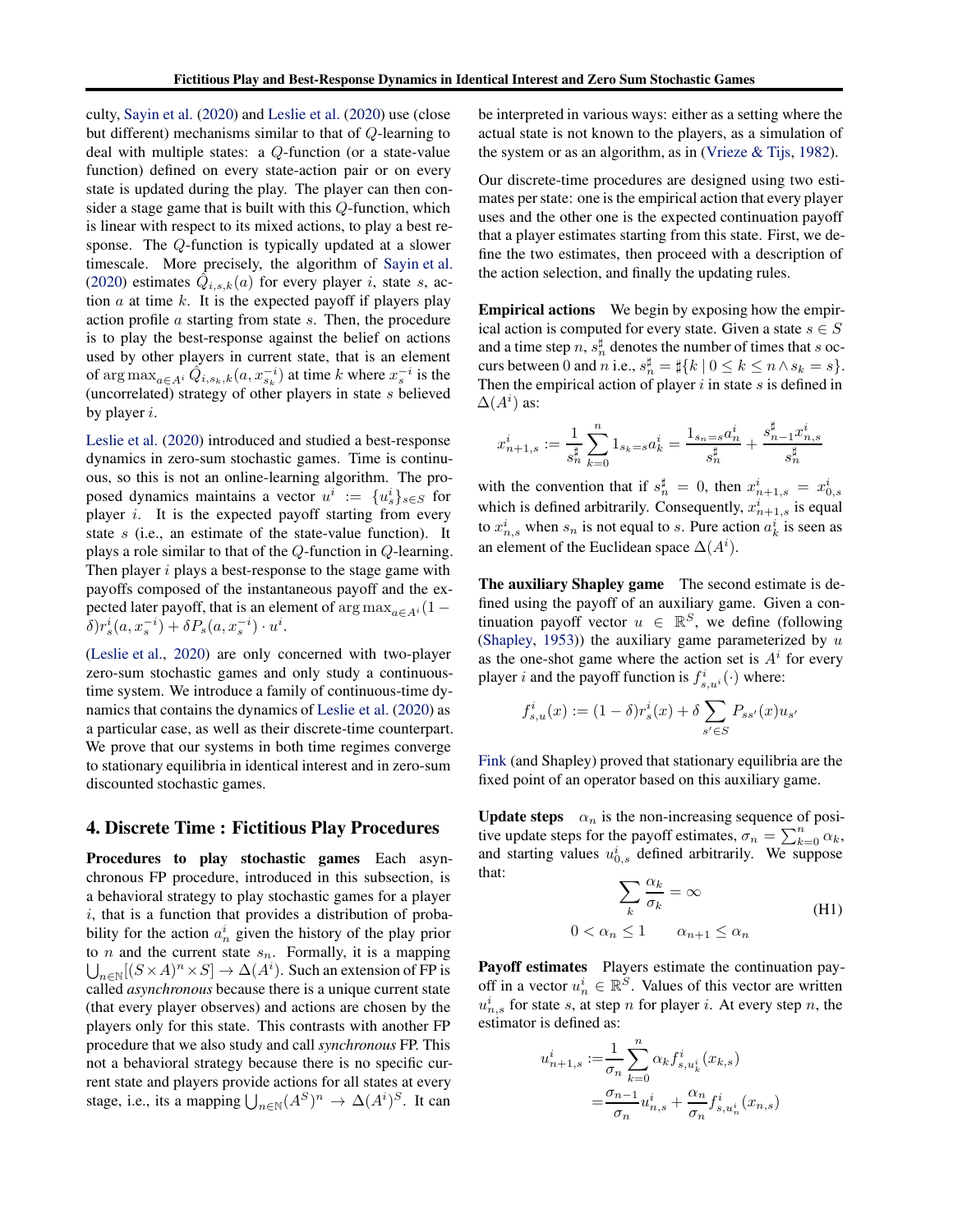culty, Sayin et al. (2020) and Leslie et al. (2020) use (close but different) mechanisms similar to that of $Q$-learning to deal with multiple states: a $Q$-function (or a state-value function) defined on every state-action pair or on every state is updated during the play. The player can then consider a stage game that is built with this $Q$-function, which is linear with respect to its mixed actions, to play a best response. The $Q$-function is typically updated at a slower timescale. More precisely, the algorithm of Sayin et al. (2020) estimates $\hat{Q}_{i,s,k}(a)$ for every player $i$, state $s$, action $a$ at time $k$. It is the expected payoff if players play action profile $a$ starting from state $s$. Then, the procedure is to play the best-response against the belief on actions used by other players in current state, that is an element of $\arg\max_{a \in A^i} \hat{Q}_{i,s_k,k}(a, x_{s_k}^{-i})$ at time $k$ where $x_s^{-i}$ is the (uncorrelated) strategy of other players in state $s$ believed by player $i$.

Leslie et al. (2020) introduced and studied a best-response dynamics in zero-sum stochastic games. Time is continuous, so this is not an online-learning algorithm. The proposed dynamics maintains a vector $u^i := \{u_s^i\}_{s \in S}$ for player $i$. It is the expected payoff starting from every state $s$ (i.e., an estimate of the state-value function). It plays a role similar to that of the $Q$-function in $Q$-learning. Then player $i$ plays a best-response to the stage game with payoffs composed of the instantaneous payoff and the expected later payoff, that is an element of $\arg\max_{a \in A^i}(1-\delta)r_s^i(a, x_s^{-i}) + \delta P_s(a, x_s^{-i}) \cdot u^i$.

(Leslie et al., 2020) are only concerned with two-player zero-sum stochastic games and only study a continuous-time system. We introduce a family of continuous-time dynamics that contains the dynamics of Leslie et al. (2020) as a particular case, as well as their discrete-time counterpart. We prove that our systems in both time regimes converge to stationary equilibria in identical interest and in zero-sum discounted stochastic games.

## 4. Discrete Time : Fictitious Play Procedures

**Procedures to play stochastic games** Each asynchronous FP procedure, introduced in this subsection, is a behavioral strategy to play stochastic games for a player $i$, that is a function that provides a distribution of probability for the action $a_n^i$ given the history of the play prior to $n$ and the current state $s_n$. Formally, it is a mapping $\bigcup_{n \in \mathbb{N}}[(S \times A)^n \times S] \to \Delta(A^i)$. Such an extension of FP is called *asynchronous* because there is a unique current state (that every player observes) and actions are chosen by the players only for this state. This contrasts with another FP procedure that we also study and call *synchronous* FP. This not a behavioral strategy because there is no specific current state and players provide actions for all states at every stage, i.e., its a mapping $\bigcup_{n \in \mathbb{N}}(A^S)^n \to \Delta(A^i)^S$. It can be interpreted in various ways: either as a setting where the actual state is not known to the players, as a simulation of the system or as an algorithm, as in (Vrieze & Tijs, 1982).

Our discrete-time procedures are designed using two estimates per state: one is the empirical action that every player uses and the other one is the expected continuation payoff that a player estimates starting from this state. First, we define the two estimates, then proceed with a description of the action selection, and finally the updating rules.

**Empirical actions** We begin by exposing how the empirical action is computed for every state. Given a state $s \in S$ and a time step $n$, $s_n^\sharp$ denotes the number of times that $s$ occurs between 0 and $n$ i.e., $s_n^\sharp = \sharp\{k \mid 0 \leq k \leq n \wedge s_k = s\}$. Then the empirical action of player $i$ in state $s$ is defined in $\Delta(A^i)$ as:

$$x_{n+1,s}^i := \frac{1}{s_n^\sharp} \sum_{k=0}^{n} 1_{s_k = s} a_k^i = \frac{1_{s_n = s} a_n^i}{s_n^\sharp} + \frac{s_{n-1}^\sharp x_{n,s}^i}{s_n^\sharp}$$

with the convention that if $s_n^\sharp = 0$, then $x_{n+1,s}^i = x_{0,s}^i$ which is defined arbitrarily. Consequently, $x_{n+1,s}^i$ is equal to $x_{n,s}^i$ when $s_n$ is not equal to $s$. Pure action $a_k^i$ is seen as an element of the Euclidean space $\Delta(A^i)$.

**The auxiliary Shapley game** The second estimate is defined using the payoff of an auxiliary game. Given a continuation payoff vector $u \in \mathbb{R}^S$, we define (following (Shapley, 1953)) the auxiliary game parameterized by $u$ as the one-shot game where the action set is $A^i$ for every player $i$ and the payoff function is $f_{s,u^i}^i(\cdot)$ where:

$$f_{s,u}^i(x) := (1-\delta)r_s^i(x) + \delta \sum_{s' \in S} P_{ss'}(x) u_{s'}$$

Fink (and Shapley) proved that stationary equilibria are the fixed point of an operator based on this auxiliary game.

**Update steps** $\alpha_n$ is the non-increasing sequence of positive update steps for the payoff estimates, $\sigma_n = \sum_{k=0}^n \alpha_k$, and starting values $u_{0,s}^i$ defined arbitrarily. We suppose that:

$$\sum_k \frac{\alpha_k}{\sigma_k} = \infty \qquad 0 < \alpha_n \leq 1 \qquad \alpha_{n+1} \leq \alpha_n \tag{H1}$$

**Payoff estimates** Players estimate the continuation payoff in a vector $u_n^i \in \mathbb{R}^S$. Values of this vector are written $u_{n,s}^i$ for state $s$, at step $n$ for player $i$. At every step $n$, the estimator is defined as:

$$\begin{aligned} u_{n+1,s}^i :=& \frac{1}{\sigma_n} \sum_{k=0}^{n} \alpha_k f_{s,u_k^i}^i(x_{k,s}) \\ =& \frac{\sigma_{n-1}}{\sigma_n} u_{n,s}^i + \frac{\alpha_n}{\sigma_n} f_{s,u_n^i}^i(x_{n,s}) \end{aligned}$$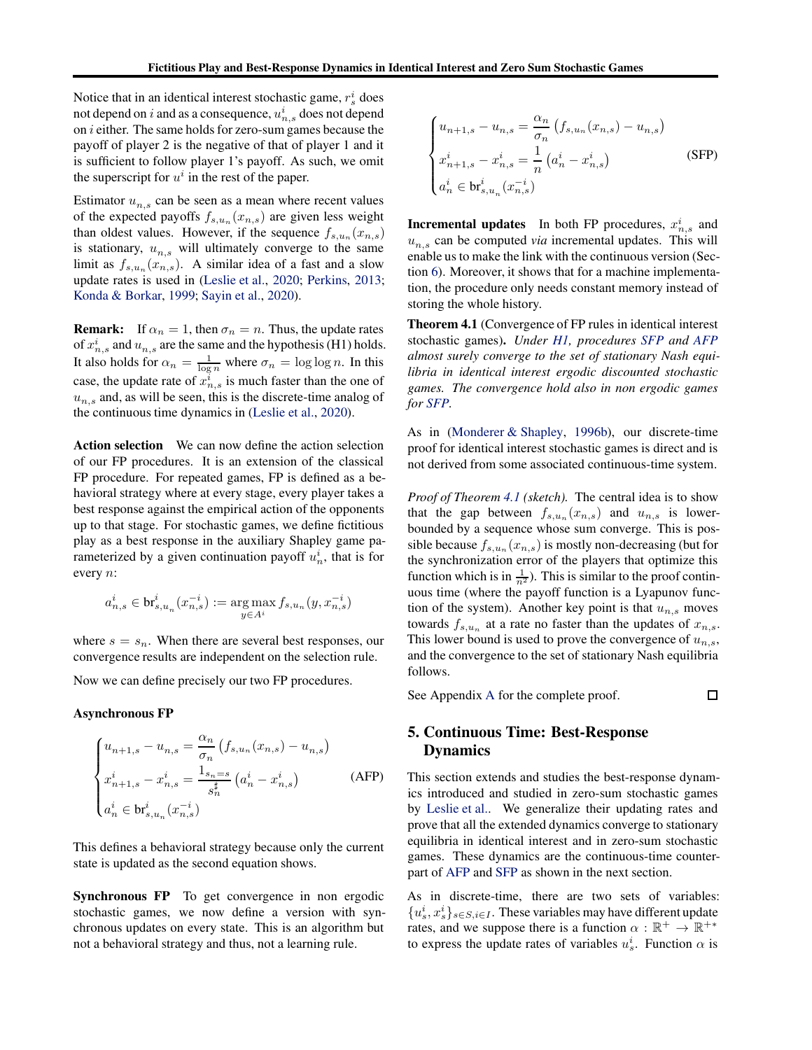Notice that in an identical interest stochastic game, $r_s^i$ does not depend on $i$ and as a consequence, $u_{n,s}^i$ does not depend on $i$ either. The same holds for zero-sum games because the payoff of player 2 is the negative of that of player 1 and it is sufficient to follow player 1's payoff. As such, we omit the superscript for $u^i$ in the rest of the paper.

Estimator $u_{n,s}$ can be seen as a mean where recent values of the expected payoffs $f_{s,u_n}(x_{n,s})$ are given less weight than oldest values. However, if the sequence $f_{s,u_n}(x_{n,s})$ is stationary, $u_{n,s}$ will ultimately converge to the same limit as $f_{s,u_n}(x_{n,s})$. A similar idea of a fast and a slow update rates is used in (Leslie et al., 2020; Perkins, 2013; Konda & Borkar, 1999; Sayin et al., 2020).

**Remark:** If $\alpha_n = 1$, then $\sigma_n = n$. Thus, the update rates of $x_{n,s}^i$ and $u_{n,s}$ are the same and the hypothesis (H1) holds. It also holds for $\alpha_n = \frac{1}{\log n}$ where $\sigma_n = \log \log n$. In this case, the update rate of $x_{n,s}^i$ is much faster than the one of $u_{n,s}$ and, as will be seen, this is the discrete-time analog of the continuous time dynamics in (Leslie et al., 2020).

**Action selection** We can now define the action selection of our FP procedures. It is an extension of the classical FP procedure. For repeated games, FP is defined as a behavioral strategy where at every stage, every player takes a best response against the empirical action of the opponents up to that stage. For stochastic games, we define fictitious play as a best response in the auxiliary Shapley game parameterized by a given continuation payoff $u_n^i$, that is for every $n$:

$$a_{n,s}^i \in \text{br}_{s,u_n}^i(x_{n,s}^{-i}) := \arg\max_{y \in A^i} f_{s,u_n}(y, x_{n,s}^{-i})$$

where $s = s_n$. When there are several best responses, our convergence results are independent on the selection rule.

Now we can define precisely our two FP procedures.

**Asynchronous FP**

$$\begin{cases} u_{n+1,s} - u_{n,s} = \dfrac{\alpha_n}{\sigma_n}\left(f_{s,u_n}(x_{n,s}) - u_{n,s}\right) \\ x_{n+1,s}^i - x_{n,s}^i = \dfrac{1_{s_n=s}}{s_n^\sharp}\left(a_n^i - x_{n,s}^i\right) \\ a_n^i \in \text{br}_{s,u_n}^i(x_{n,s}^{-i}) \end{cases} \tag{AFP}$$

This defines a behavioral strategy because only the current state is updated as the second equation shows.

**Synchronous FP** To get convergence in non ergodic stochastic games, we now define a version with synchronous updates on every state. This is an algorithm but not a behavioral strategy and thus, not a learning rule.

$$\begin{cases} u_{n+1,s} - u_{n,s} = \dfrac{\alpha_n}{\sigma_n}\left(f_{s,u_n}(x_{n,s}) - u_{n,s}\right) \\ x_{n+1,s}^i - x_{n,s}^i = \dfrac{1}{n}\left(a_n^i - x_{n,s}^i\right) \\ a_n^i \in \text{br}_{s,u_n}^i(x_{n,s}^{-i}) \end{cases} \tag{SFP}$$

**Incremental updates** In both FP procedures, $x_{n,s}^i$ and $u_{n,s}$ can be computed *via* incremental updates. This will enable us to make the link with the continuous version (Section 6). Moreover, it shows that for a machine implementation, the procedure only needs constant memory instead of storing the whole history.

**Theorem 4.1** (Convergence of FP rules in identical interest stochastic games)**.** *Under H1, procedures SFP and AFP almost surely converge to the set of stationary Nash equilibria in identical interest ergodic discounted stochastic games. The convergence hold also in non ergodic games for SFP.*

As in (Monderer & Shapley, 1996b), our discrete-time proof for identical interest stochastic games is direct and is not derived from some associated continuous-time system.

*Proof of Theorem 4.1 (sketch).* The central idea is to show that the gap between $f_{s,u_n}(x_{n,s})$ and $u_{n,s}$ is lower-bounded by a sequence whose sum converge. This is possible because $f_{s,u_n}(x_{n,s})$ is mostly non-decreasing (but for the synchronization error of the players that optimize this function which is in $\frac{1}{n^2}$). This is similar to the proof continuous time (where the payoff function is a Lyapunov function of the system). Another key point is that $u_{n,s}$ moves towards $f_{s,u_n}$ at a rate no faster than the updates of $x_{n,s}$. This lower bound is used to prove the convergence of $u_{n,s}$, and the convergence to the set of stationary Nash equilibria follows.

See Appendix A for the complete proof. ☐

## 5. Continuous Time: Best-Response Dynamics

This section extends and studies the best-response dynamics introduced and studied in zero-sum stochastic games by Leslie et al.. We generalize their updating rates and prove that all the extended dynamics converge to stationary equilibria in identical interest and in zero-sum stochastic games. These dynamics are the continuous-time counterpart of AFP and SFP as shown in the next section.

As in discrete-time, there are two sets of variables: $\{u_s^i, x_s^i\}_{s \in S, i \in I}$. These variables may have different update rates, and we suppose there is a function $\alpha : \mathbb{R}^+ \to \mathbb{R}^{+*}$ to express the update rates of variables $u_s^i$. Function $\alpha$ is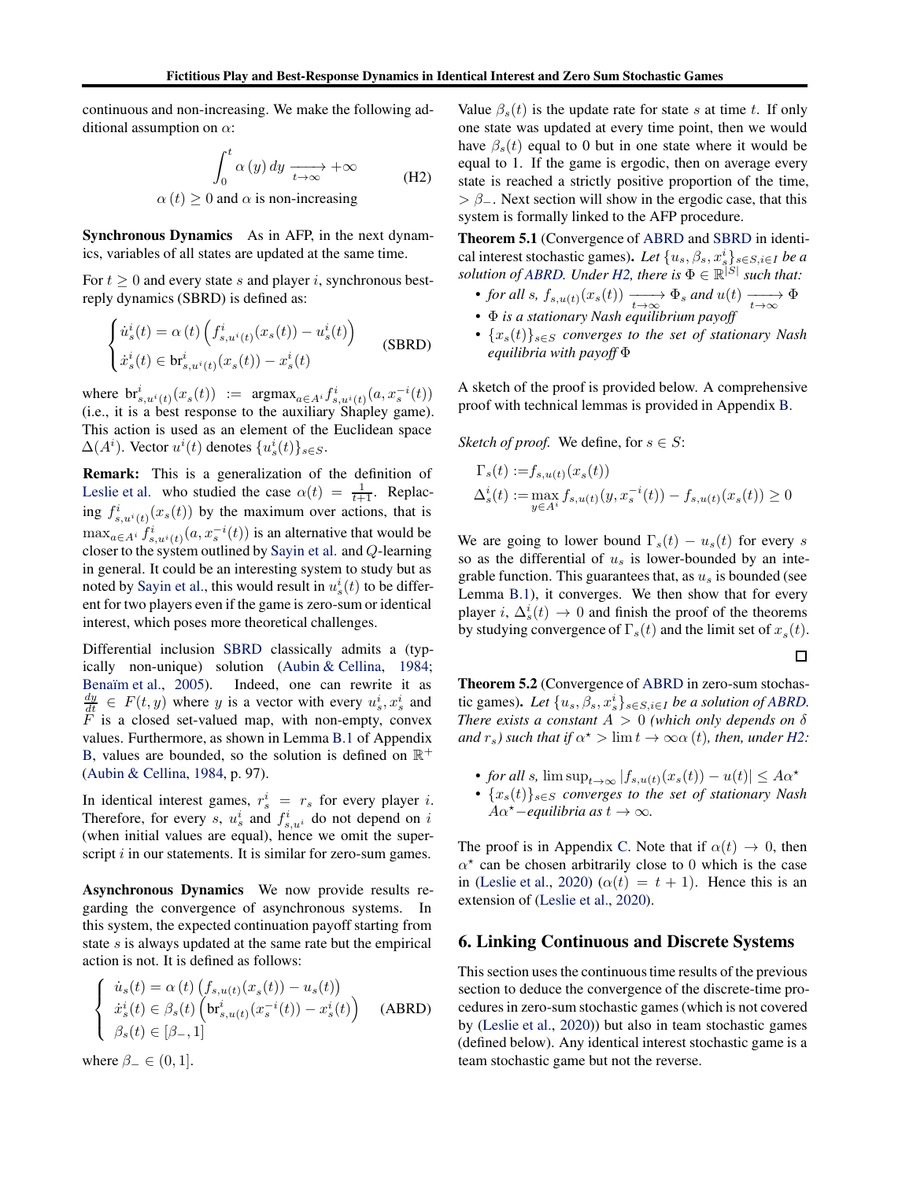continuous and non-increasing. We make the following additional assumption on $\alpha$:

$$\int_0^t \alpha(y)\, dy \xrightarrow[t\to\infty]{} +\infty \qquad \text{(H2)}$$
$$\alpha(t) \geq 0 \text{ and } \alpha \text{ is non-increasing}$$

**Synchronous Dynamics** As in AFP, in the next dynamics, variables of all states are updated at the same time.

For $t \geq 0$ and every state $s$ and player $i$, synchronous best-reply dynamics (SBRD) is defined as:

$$\begin{cases} \dot{u}_s^i(t) = \alpha(t)\left(f^i_{s,u^i(t)}(x_s(t)) - u_s^i(t)\right) \\ \dot{x}_s^i(t) \in \text{br}^i_{s,u^i(t)}(x_s(t)) - x_s^i(t) \end{cases} \qquad \text{(SBRD)}$$

where $\text{br}^i_{s,u^i(t)}(x_s(t)) := \text{argmax}_{a\in A^i} f^i_{s,u^i(t)}(a, x_s^{-i}(t))$ (i.e., it is a best response to the auxiliary Shapley game). This action is used as an element of the Euclidean space $\Delta(A^i)$. Vector $u^i(t)$ denotes $\{u_s^i(t)\}_{s\in S}$.

**Remark:** This is a generalization of the definition of Leslie et al. who studied the case $\alpha(t) = \frac{1}{t+1}$. Replacing $f^i_{s,u^i(t)}(x_s(t))$ by the maximum over actions, that is $\max_{a\in A^i} f^i_{s,u^i(t)}(a, x_s^{-i}(t))$ is an alternative that would be closer to the system outlined by Sayin et al. and $Q$-learning in general. It could be an interesting system to study but as noted by Sayin et al., this would result in $u_s^i(t)$ to be different for two players even if the game is zero-sum or identical interest, which poses more theoretical challenges.

Differential inclusion SBRD classically admits a (typically non-unique) solution (Aubin & Cellina, 1984; Benaïm et al., 2005). Indeed, one can rewrite it as $\frac{dy}{dt} \in F(t, y)$ where $y$ is a vector with every $u_s^i, x_s^i$ and $F$ is a closed set-valued map, with non-empty, convex values. Furthermore, as shown in Lemma B.1 of Appendix B, values are bounded, so the solution is defined on $\mathbb{R}^+$ (Aubin & Cellina, 1984, p. 97).

In identical interest games, $r_s^i = r_s$ for every player $i$. Therefore, for every $s$, $u_s^i$ and $f^i_{s,u^i}$ do not depend on $i$ (when initial values are equal), hence we omit the superscript $i$ in our statements. It is similar for zero-sum games.

**Asynchronous Dynamics** We now provide results regarding the convergence of asynchronous systems. In this system, the expected continuation payoff starting from state $s$ is always updated at the same rate but the empirical action is not. It is defined as follows:

$$\begin{cases} \dot{u}_s(t) = \alpha(t)\left(f_{s,u(t)}(x_s(t)) - u_s(t)\right) \\ \dot{x}_s^i(t) \in \beta_s(t)\left(\text{br}^i_{s,u(t)}(x_s^{-i}(t)) - x_s^i(t)\right) \\ \beta_s(t) \in [\beta_-, 1] \end{cases} \qquad \text{(ABRD)}$$

where $\beta_- \in (0, 1]$.

Value $\beta_s(t)$ is the update rate for state $s$ at time $t$. If only one state was updated at every time point, then we would have $\beta_s(t)$ equal to 0 but in one state where it would be equal to 1. If the game is ergodic, then on average every state is reached a strictly positive proportion of the time, $> \beta_-$. Next section will show in the ergodic case, that this system is formally linked to the AFP procedure.

**Theorem 5.1** (Convergence of ABRD and SBRD in identical interest stochastic games)**.** *Let $\{u_s, \beta_s, x_s^i\}_{s\in S, i\in I}$ be a solution of ABRD. Under H2, there is $\Phi \in \mathbb{R}^{|S|}$ such that:*

- *for all $s$, $f_{s,u(t)}(x_s(t)) \xrightarrow[t\to\infty]{} \Phi_s$ and $u(t) \xrightarrow[t\to\infty]{} \Phi$*
- *$\Phi$ is a stationary Nash equilibrium payoff*
- *$\{x_s(t)\}_{s\in S}$ converges to the set of stationary Nash equilibria with payoff $\Phi$*

A sketch of the proof is provided below. A comprehensive proof with technical lemmas is provided in Appendix B.

*Sketch of proof.* We define, for $s \in S$:

$$\Gamma_s(t) := f_{s,u(t)}(x_s(t))$$
$$\Delta_s^i(t) := \max_{y\in A^i} f_{s,u(t)}(y, x_s^{-i}(t)) - f_{s,u(t)}(x_s(t)) \geq 0$$

We are going to lower bound $\Gamma_s(t) - u_s(t)$ for every $s$ so as the differential of $u_s$ is lower-bounded by an integrable function. This guarantees that, as $u_s$ is bounded (see Lemma B.1), it converges. We then show that for every player $i$, $\Delta_s^i(t) \to 0$ and finish the proof of the theorems by studying convergence of $\Gamma_s(t)$ and the limit set of $x_s(t)$. □

**Theorem 5.2** (Convergence of ABRD in zero-sum stochastic games)**.** *Let $\{u_s, \beta_s, x_s^i\}_{s\in S, i\in I}$ be a solution of ABRD. There exists a constant $A > 0$ (which only depends on $\delta$ and $r_s$) such that if $\alpha^\star > \lim t \to \infty \alpha(t)$, then, under H2:*

- *for all $s$, $\limsup_{t\to\infty} |f_{s,u(t)}(x_s(t)) - u(t)| \leq A\alpha^\star$*
- *$\{x_s(t)\}_{s\in S}$ converges to the set of stationary Nash $A\alpha^\star$−equilibria as $t \to \infty$.*

The proof is in Appendix C. Note that if $\alpha(t) \to 0$, then $\alpha^\star$ can be chosen arbitrarily close to 0 which is the case in (Leslie et al., 2020) ($\alpha(t) = t + 1$). Hence this is an extension of (Leslie et al., 2020).

## 6. Linking Continuous and Discrete Systems

This section uses the continuous time results of the previous section to deduce the convergence of the discrete-time procedures in zero-sum stochastic games (which is not covered by (Leslie et al., 2020)) but also in team stochastic games (defined below). Any identical interest stochastic game is a team stochastic game but not the reverse.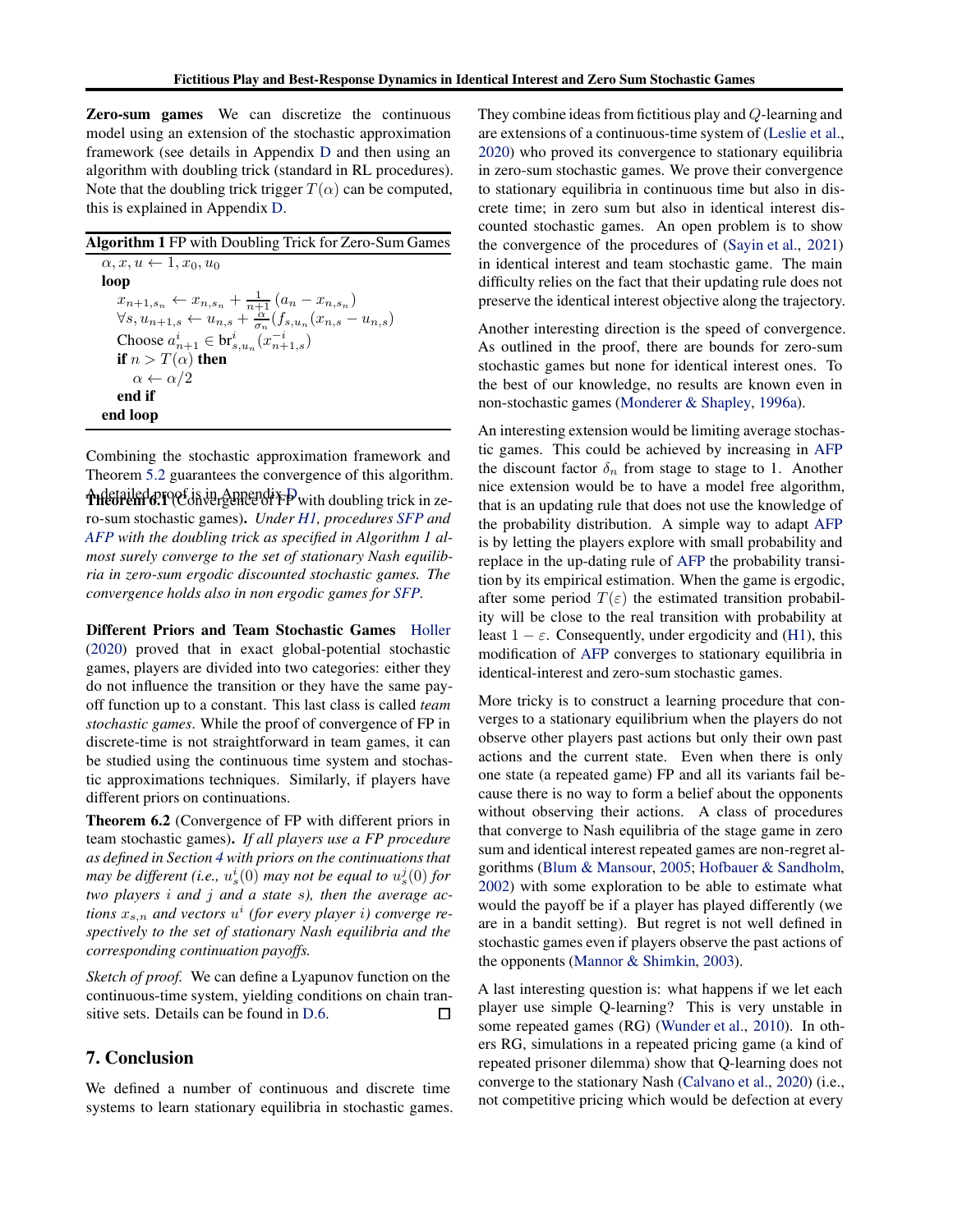**Zero-sum games** We can discretize the continuous model using an extension of the stochastic approximation framework (see details in Appendix D and then using an algorithm with doubling trick (standard in RL procedures). Note that the doubling trick trigger $T(\alpha)$ can be computed, this is explained in Appendix D.

**Algorithm 1** FP with Doubling Trick for Zero-Sum Games

```
α, x, u ← 1, x_0, u_0
loop
    x_{n+1,s_n} ← x_{n,s_n} + 1/(n+1) (a_n − x_{n,s_n})
    ∀s, u_{n+1,s} ← u_{n,s} + α/σ_n (f_{s,u_n}(x_{n,s} − u_{n,s})
    Choose a^i_{n+1} ∈ br^i_{s,u_n}(x^{−i}_{n+1,s})
    if n > T(α) then
        α ← α/2
    end if
end loop
```

Combining the stochastic approximation framework and Theorem 5.2 guarantees the convergence of this algorithm. A detailed proof is in Appendix D.

**Theorem 6.1** (Convergence of FP with doubling trick in zero-sum stochastic games)**.** *Under H1, procedures SFP and AFP with the doubling trick as specified in Algorithm 1 almost surely converge to the set of stationary Nash equilibria in zero-sum ergodic discounted stochastic games. The convergence holds also in non ergodic games for SFP.*

**Different Priors and Team Stochastic Games** Holler (2020) proved that in exact global-potential stochastic games, players are divided into two categories: either they do not influence the transition or they have the same payoff function up to a constant. This last class is called *team stochastic games*. While the proof of convergence of FP in discrete-time is not straightforward in team games, it can be studied using the continuous time system and stochastic approximations techniques. Similarly, if players have different priors on continuations.

**Theorem 6.2** (Convergence of FP with different priors in team stochastic games)**.** *If all players use a FP procedure as defined in Section 4 with priors on the continuations that may be different (i.e., $u^i_s(0)$ may not be equal to $u^j_s(0)$ for two players $i$ and $j$ and a state $s$), then the average actions $x_{s,n}$ and vectors $u^i$ (for every player $i$) converge respectively to the set of stationary Nash equilibria and the corresponding continuation payoffs.*

*Sketch of proof.* We can define a Lyapunov function on the continuous-time system, yielding conditions on chain transitive sets. Details can be found in D.6. ☐

## 7. Conclusion

We defined a number of continuous and discrete time systems to learn stationary equilibria in stochastic games. They combine ideas from fictitious play and $Q$-learning and are extensions of a continuous-time system of (Leslie et al., 2020) who proved its convergence to stationary equilibria in zero-sum stochastic games. We prove their convergence to stationary equilibria in continuous time but also in discrete time; in zero sum but also in identical interest discounted stochastic games. An open problem is to show the convergence of the procedures of (Sayin et al., 2021) in identical interest and team stochastic game. The main difficulty relies on the fact that their updating rule does not preserve the identical interest objective along the trajectory.

Another interesting direction is the speed of convergence. As outlined in the proof, there are bounds for zero-sum stochastic games but none for identical interest ones. To the best of our knowledge, no results are known even in non-stochastic games (Monderer & Shapley, 1996a).

An interesting extension would be limiting average stochastic games. This could be achieved by increasing in AFP the discount factor $\delta_n$ from stage to stage to 1. Another nice extension would be to have a model free algorithm, that is an updating rule that does not use the knowledge of the probability distribution. A simple way to adapt AFP is by letting the players explore with small probability and replace in the up-dating rule of AFP the probability transition by its empirical estimation. When the game is ergodic, after some period $T(\varepsilon)$ the estimated transition probability will be close to the real transition with probability at least $1-\varepsilon$. Consequently, under ergodicity and (H1), this modification of AFP converges to stationary equilibria in identical-interest and zero-sum stochastic games.

More tricky is to construct a learning procedure that converges to a stationary equilibrium when the players do not observe other players past actions but only their own past actions and the current state. Even when there is only one state (a repeated game) FP and all its variants fail because there is no way to form a belief about the opponents without observing their actions. A class of procedures that converge to Nash equilibria of the stage game in zero sum and identical interest repeated games are non-regret algorithms (Blum & Mansour, 2005; Hofbauer & Sandholm, 2002) with some exploration to be able to estimate what would the payoff be if a player has played differently (we are in a bandit setting). But regret is not well defined in stochastic games even if players observe the past actions of the opponents (Mannor & Shimkin, 2003).

A last interesting question is: what happens if we let each player use simple Q-learning? This is very unstable in some repeated games (RG) (Wunder et al., 2010). In others RG, simulations in a repeated pricing game (a kind of repeated prisoner dilemma) show that Q-learning does not converge to the stationary Nash (Calvano et al., 2020) (i.e., not competitive pricing which would be defection at every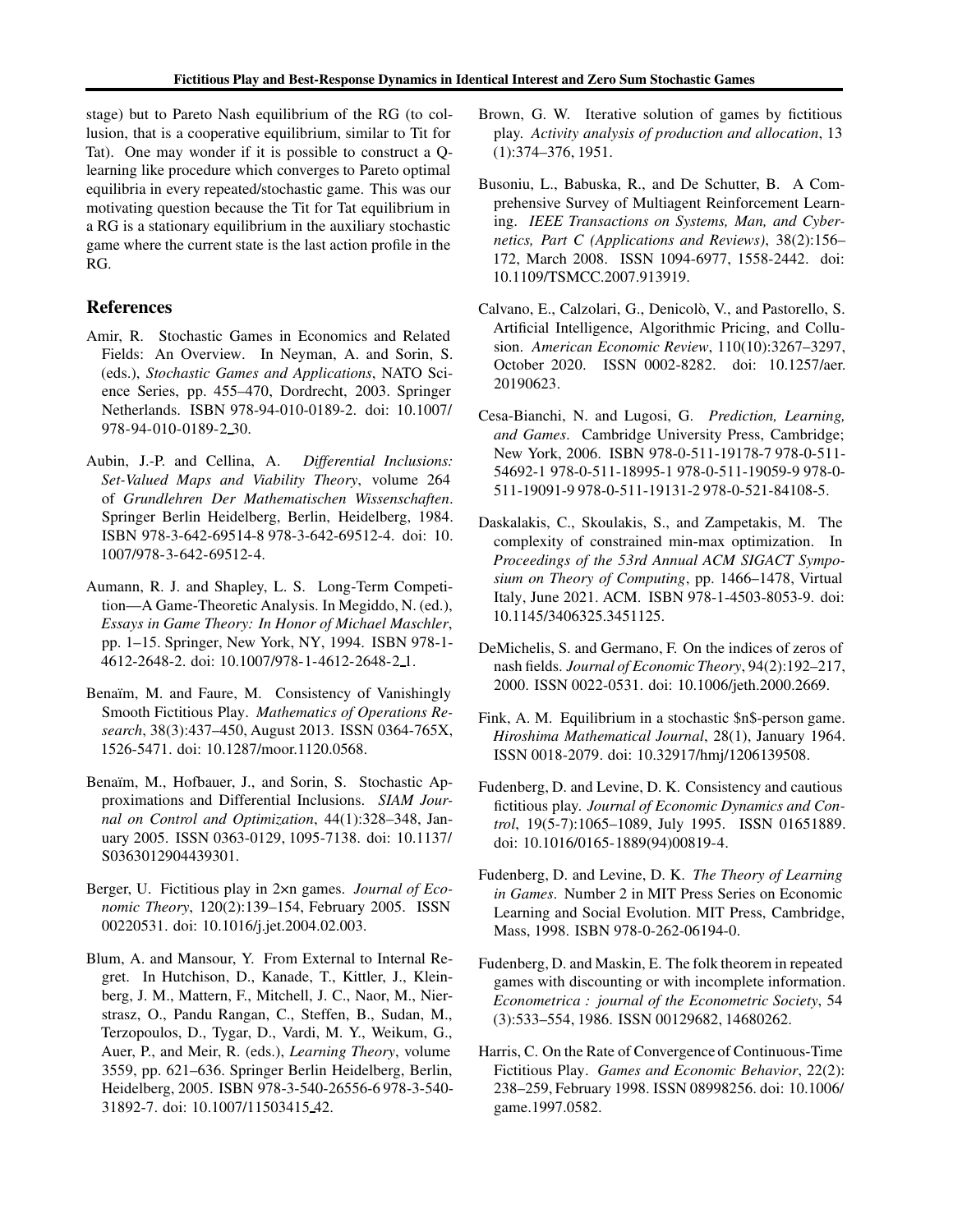stage) but to Pareto Nash equilibrium of the RG (to collusion, that is a cooperative equilibrium, similar to Tit for Tat). One may wonder if it is possible to construct a Q-learning like procedure which converges to Pareto optimal equilibria in every repeated/stochastic game. This was our motivating question because the Tit for Tat equilibrium in a RG is a stationary equilibrium in the auxiliary stochastic game where the current state is the last action profile in the RG.

## References

Amir, R. Stochastic Games in Economics and Related Fields: An Overview. In Neyman, A. and Sorin, S. (eds.), *Stochastic Games and Applications*, NATO Science Series, pp. 455–470, Dordrecht, 2003. Springer Netherlands. ISBN 978-94-010-0189-2. doi: 10.1007/978-94-010-0189-2_30.

Aubin, J.-P. and Cellina, A. *Differential Inclusions: Set-Valued Maps and Viability Theory*, volume 264 of *Grundlehren Der Mathematischen Wissenschaften*. Springer Berlin Heidelberg, Berlin, Heidelberg, 1984. ISBN 978-3-642-69514-8 978-3-642-69512-4. doi: 10.1007/978-3-642-69512-4.

Aumann, R. J. and Shapley, L. S. Long-Term Competition—A Game-Theoretic Analysis. In Megiddo, N. (ed.), *Essays in Game Theory: In Honor of Michael Maschler*, pp. 1–15. Springer, New York, NY, 1994. ISBN 978-1-4612-2648-2. doi: 10.1007/978-1-4612-2648-2_1.

Benaïm, M. and Faure, M. Consistency of Vanishingly Smooth Fictitious Play. *Mathematics of Operations Research*, 38(3):437–450, August 2013. ISSN 0364-765X, 1526-5471. doi: 10.1287/moor.1120.0568.

Benaïm, M., Hofbauer, J., and Sorin, S. Stochastic Approximations and Differential Inclusions. *SIAM Journal on Control and Optimization*, 44(1):328–348, January 2005. ISSN 0363-0129, 1095-7138. doi: 10.1137/S0363012904439301.

Berger, U. Fictitious play in 2×n games. *Journal of Economic Theory*, 120(2):139–154, February 2005. ISSN 00220531. doi: 10.1016/j.jet.2004.02.003.

Blum, A. and Mansour, Y. From External to Internal Regret. In Hutchison, D., Kanade, T., Kittler, J., Kleinberg, J. M., Mattern, F., Mitchell, J. C., Naor, M., Nierstrasz, O., Pandu Rangan, C., Steffen, B., Sudan, M., Terzopoulos, D., Tygar, D., Vardi, M. Y., Weikum, G., Auer, P., and Meir, R. (eds.), *Learning Theory*, volume 3559, pp. 621–636. Springer Berlin Heidelberg, Berlin, Heidelberg, 2005. ISBN 978-3-540-26556-6 978-3-540-31892-7. doi: 10.1007/11503415_42.

Brown, G. W. Iterative solution of games by fictitious play. *Activity analysis of production and allocation*, 13 (1):374–376, 1951.

Busoniu, L., Babuska, R., and De Schutter, B. A Comprehensive Survey of Multiagent Reinforcement Learning. *IEEE Transactions on Systems, Man, and Cybernetics, Part C (Applications and Reviews)*, 38(2):156–172, March 2008. ISSN 1094-6977, 1558-2442. doi: 10.1109/TSMCC.2007.913919.

Calvano, E., Calzolari, G., Denicolò, V., and Pastorello, S. Artificial Intelligence, Algorithmic Pricing, and Collusion. *American Economic Review*, 110(10):3267–3297, October 2020. ISSN 0002-8282. doi: 10.1257/aer.20190623.

Cesa-Bianchi, N. and Lugosi, G. *Prediction, Learning, and Games*. Cambridge University Press, Cambridge; New York, 2006. ISBN 978-0-511-19178-7 978-0-511-54692-1 978-0-511-18995-1 978-0-511-19059-9 978-0-511-19091-9 978-0-511-19131-2 978-0-521-84108-5.

Daskalakis, C., Skoulakis, S., and Zampetakis, M. The complexity of constrained min-max optimization. In *Proceedings of the 53rd Annual ACM SIGACT Symposium on Theory of Computing*, pp. 1466–1478, Virtual Italy, June 2021. ACM. ISBN 978-1-4503-8053-9. doi: 10.1145/3406325.3451125.

DeMichelis, S. and Germano, F. On the indices of zeros of nash fields. *Journal of Economic Theory*, 94(2):192–217, 2000. ISSN 0022-0531. doi: 10.1006/jeth.2000.2669.

Fink, A. M. Equilibrium in a stochastic $n$-person game. *Hiroshima Mathematical Journal*, 28(1), January 1964. ISSN 0018-2079. doi: 10.32917/hmj/1206139508.

Fudenberg, D. and Levine, D. K. Consistency and cautious fictitious play. *Journal of Economic Dynamics and Control*, 19(5-7):1065–1089, July 1995. ISSN 01651889. doi: 10.1016/0165-1889(94)00819-4.

Fudenberg, D. and Levine, D. K. *The Theory of Learning in Games*. Number 2 in MIT Press Series on Economic Learning and Social Evolution. MIT Press, Cambridge, Mass, 1998. ISBN 978-0-262-06194-0.

Fudenberg, D. and Maskin, E. The folk theorem in repeated games with discounting or with incomplete information. *Econometrica : journal of the Econometric Society*, 54 (3):533–554, 1986. ISSN 00129682, 14680262.

Harris, C. On the Rate of Convergence of Continuous-Time Fictitious Play. *Games and Economic Behavior*, 22(2): 238–259, February 1998. ISSN 08998256. doi: 10.1006/game.1997.0582.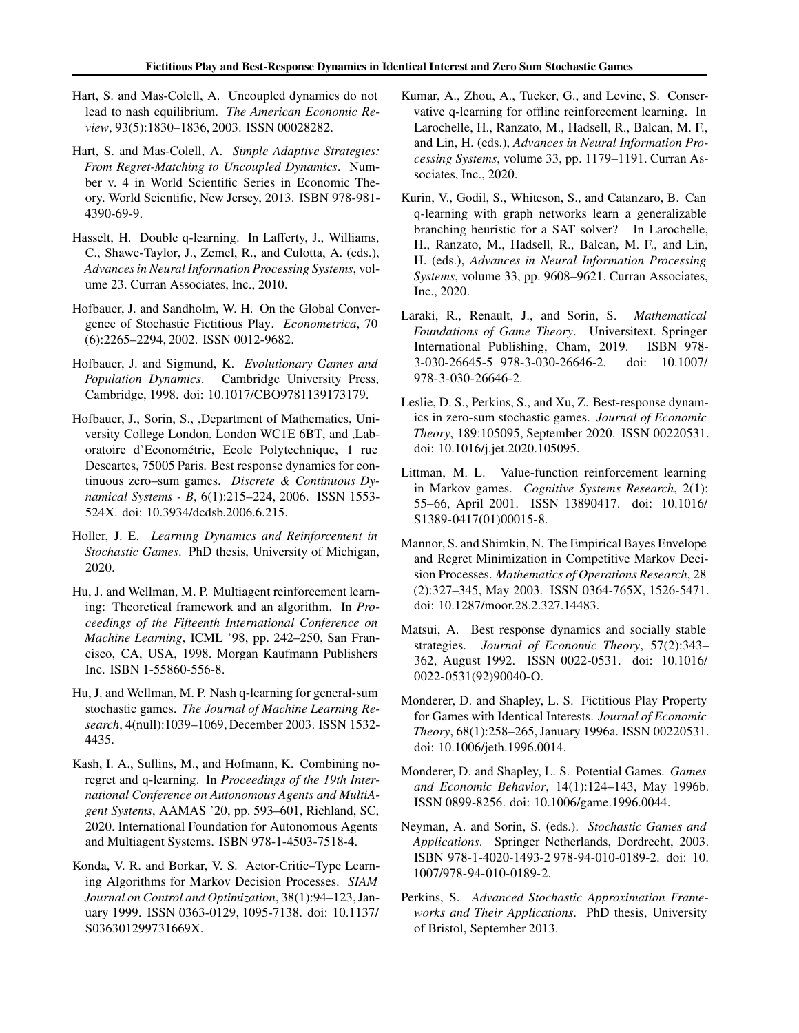Hart, S. and Mas-Colell, A. Uncoupled dynamics do not lead to nash equilibrium. *The American Economic Review*, 93(5):1830–1836, 2003. ISSN 00028282.

Hart, S. and Mas-Colell, A. *Simple Adaptive Strategies: From Regret-Matching to Uncoupled Dynamics*. Number v. 4 in World Scientific Series in Economic Theory. World Scientific, New Jersey, 2013. ISBN 978-981-4390-69-9.

Hasselt, H. Double q-learning. In Lafferty, J., Williams, C., Shawe-Taylor, J., Zemel, R., and Culotta, A. (eds.), *Advances in Neural Information Processing Systems*, volume 23. Curran Associates, Inc., 2010.

Hofbauer, J. and Sandholm, W. H. On the Global Convergence of Stochastic Fictitious Play. *Econometrica*, 70 (6):2265–2294, 2002. ISSN 0012-9682.

Hofbauer, J. and Sigmund, K. *Evolutionary Games and Population Dynamics*. Cambridge University Press, Cambridge, 1998. doi: 10.1017/CBO9781139173179.

Hofbauer, J., Sorin, S., ,Department of Mathematics, University College London, London WC1E 6BT, and ,Laboratoire d'Econométrie, Ecole Polytechnique, 1 rue Descartes, 75005 Paris. Best response dynamics for continuous zero–sum games. *Discrete & Continuous Dynamical Systems - B*, 6(1):215–224, 2006. ISSN 1553-524X. doi: 10.3934/dcdsb.2006.6.215.

Holler, J. E. *Learning Dynamics and Reinforcement in Stochastic Games*. PhD thesis, University of Michigan, 2020.

Hu, J. and Wellman, M. P. Multiagent reinforcement learning: Theoretical framework and an algorithm. In *Proceedings of the Fifteenth International Conference on Machine Learning*, ICML '98, pp. 242–250, San Francisco, CA, USA, 1998. Morgan Kaufmann Publishers Inc. ISBN 1-55860-556-8.

Hu, J. and Wellman, M. P. Nash q-learning for general-sum stochastic games. *The Journal of Machine Learning Research*, 4(null):1039–1069, December 2003. ISSN 1532-4435.

Kash, I. A., Sullins, M., and Hofmann, K. Combining no-regret and q-learning. In *Proceedings of the 19th International Conference on Autonomous Agents and MultiAgent Systems*, AAMAS '20, pp. 593–601, Richland, SC, 2020. International Foundation for Autonomous Agents and Multiagent Systems. ISBN 978-1-4503-7518-4.

Konda, V. R. and Borkar, V. S. Actor-Critic–Type Learning Algorithms for Markov Decision Processes. *SIAM Journal on Control and Optimization*, 38(1):94–123, January 1999. ISSN 0363-0129, 1095-7138. doi: 10.1137/S036301299731669X.

Kumar, A., Zhou, A., Tucker, G., and Levine, S. Conservative q-learning for offline reinforcement learning. In Larochelle, H., Ranzato, M., Hadsell, R., Balcan, M. F., and Lin, H. (eds.), *Advances in Neural Information Processing Systems*, volume 33, pp. 1179–1191. Curran Associates, Inc., 2020.

Kurin, V., Godil, S., Whiteson, S., and Catanzaro, B. Can q-learning with graph networks learn a generalizable branching heuristic for a SAT solver? In Larochelle, H., Ranzato, M., Hadsell, R., Balcan, M. F., and Lin, H. (eds.), *Advances in Neural Information Processing Systems*, volume 33, pp. 9608–9621. Curran Associates, Inc., 2020.

Laraki, R., Renault, J., and Sorin, S. *Mathematical Foundations of Game Theory*. Universitext. Springer International Publishing, Cham, 2019. ISBN 978-3-030-26645-5 978-3-030-26646-2. doi: 10.1007/978-3-030-26646-2.

Leslie, D. S., Perkins, S., and Xu, Z. Best-response dynamics in zero-sum stochastic games. *Journal of Economic Theory*, 189:105095, September 2020. ISSN 00220531. doi: 10.1016/j.jet.2020.105095.

Littman, M. L. Value-function reinforcement learning in Markov games. *Cognitive Systems Research*, 2(1): 55–66, April 2001. ISSN 13890417. doi: 10.1016/S1389-0417(01)00015-8.

Mannor, S. and Shimkin, N. The Empirical Bayes Envelope and Regret Minimization in Competitive Markov Decision Processes. *Mathematics of Operations Research*, 28 (2):327–345, May 2003. ISSN 0364-765X, 1526-5471. doi: 10.1287/moor.28.2.327.14483.

Matsui, A. Best response dynamics and socially stable strategies. *Journal of Economic Theory*, 57(2):343–362, August 1992. ISSN 0022-0531. doi: 10.1016/0022-0531(92)90040-O.

Monderer, D. and Shapley, L. S. Fictitious Play Property for Games with Identical Interests. *Journal of Economic Theory*, 68(1):258–265, January 1996a. ISSN 00220531. doi: 10.1006/jeth.1996.0014.

Monderer, D. and Shapley, L. S. Potential Games. *Games and Economic Behavior*, 14(1):124–143, May 1996b. ISSN 0899-8256. doi: 10.1006/game.1996.0044.

Neyman, A. and Sorin, S. (eds.). *Stochastic Games and Applications*. Springer Netherlands, Dordrecht, 2003. ISBN 978-1-4020-1493-2 978-94-010-0189-2. doi: 10.1007/978-94-010-0189-2.

Perkins, S. *Advanced Stochastic Approximation Frameworks and Their Applications*. PhD thesis, University of Bristol, September 2013.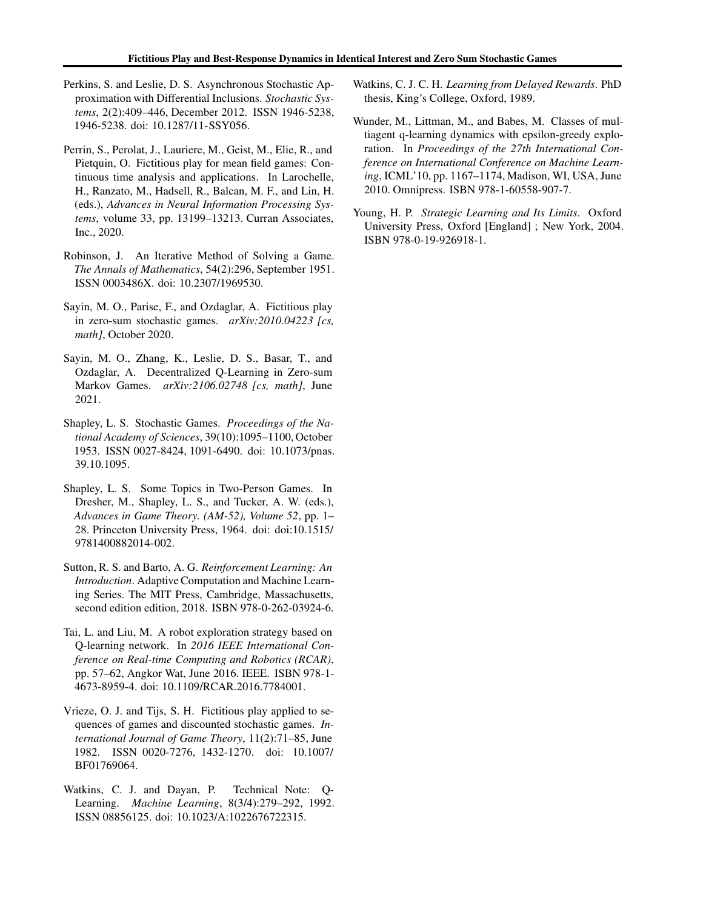Perkins, S. and Leslie, D. S. Asynchronous Stochastic Approximation with Differential Inclusions. *Stochastic Systems*, 2(2):409–446, December 2012. ISSN 1946-5238, 1946-5238. doi: 10.1287/11-SSY056.

Perrin, S., Perolat, J., Lauriere, M., Geist, M., Elie, R., and Pietquin, O. Fictitious play for mean field games: Continuous time analysis and applications. In Larochelle, H., Ranzato, M., Hadsell, R., Balcan, M. F., and Lin, H. (eds.), *Advances in Neural Information Processing Systems*, volume 33, pp. 13199–13213. Curran Associates, Inc., 2020.

Robinson, J. An Iterative Method of Solving a Game. *The Annals of Mathematics*, 54(2):296, September 1951. ISSN 0003486X. doi: 10.2307/1969530.

Sayin, M. O., Parise, F., and Ozdaglar, A. Fictitious play in zero-sum stochastic games. *arXiv:2010.04223 [cs, math]*, October 2020.

Sayin, M. O., Zhang, K., Leslie, D. S., Basar, T., and Ozdaglar, A. Decentralized Q-Learning in Zero-sum Markov Games. *arXiv:2106.02748 [cs, math]*, June 2021.

Shapley, L. S. Stochastic Games. *Proceedings of the National Academy of Sciences*, 39(10):1095–1100, October 1953. ISSN 0027-8424, 1091-6490. doi: 10.1073/pnas.39.10.1095.

Shapley, L. S. Some Topics in Two-Person Games. In Dresher, M., Shapley, L. S., and Tucker, A. W. (eds.), *Advances in Game Theory. (AM-52), Volume 52*, pp. 1–28. Princeton University Press, 1964. doi: doi:10.1515/9781400882014-002.

Sutton, R. S. and Barto, A. G. *Reinforcement Learning: An Introduction*. Adaptive Computation and Machine Learning Series. The MIT Press, Cambridge, Massachusetts, second edition edition, 2018. ISBN 978-0-262-03924-6.

Tai, L. and Liu, M. A robot exploration strategy based on Q-learning network. In *2016 IEEE International Conference on Real-time Computing and Robotics (RCAR)*, pp. 57–62, Angkor Wat, June 2016. IEEE. ISBN 978-1-4673-8959-4. doi: 10.1109/RCAR.2016.7784001.

Vrieze, O. J. and Tijs, S. H. Fictitious play applied to sequences of games and discounted stochastic games. *International Journal of Game Theory*, 11(2):71–85, June 1982. ISSN 0020-7276, 1432-1270. doi: 10.1007/BF01769064.

Watkins, C. J. and Dayan, P. Technical Note: Q-Learning. *Machine Learning*, 8(3/4):279–292, 1992. ISSN 08856125. doi: 10.1023/A:1022676722315.

Watkins, C. J. C. H. *Learning from Delayed Rewards*. PhD thesis, King's College, Oxford, 1989.

Wunder, M., Littman, M., and Babes, M. Classes of multiagent q-learning dynamics with epsilon-greedy exploration. In *Proceedings of the 27th International Conference on International Conference on Machine Learning*, ICML'10, pp. 1167–1174, Madison, WI, USA, June 2010. Omnipress. ISBN 978-1-60558-907-7.

Young, H. P. *Strategic Learning and Its Limits*. Oxford University Press, Oxford [England] ; New York, 2004. ISBN 978-0-19-926918-1.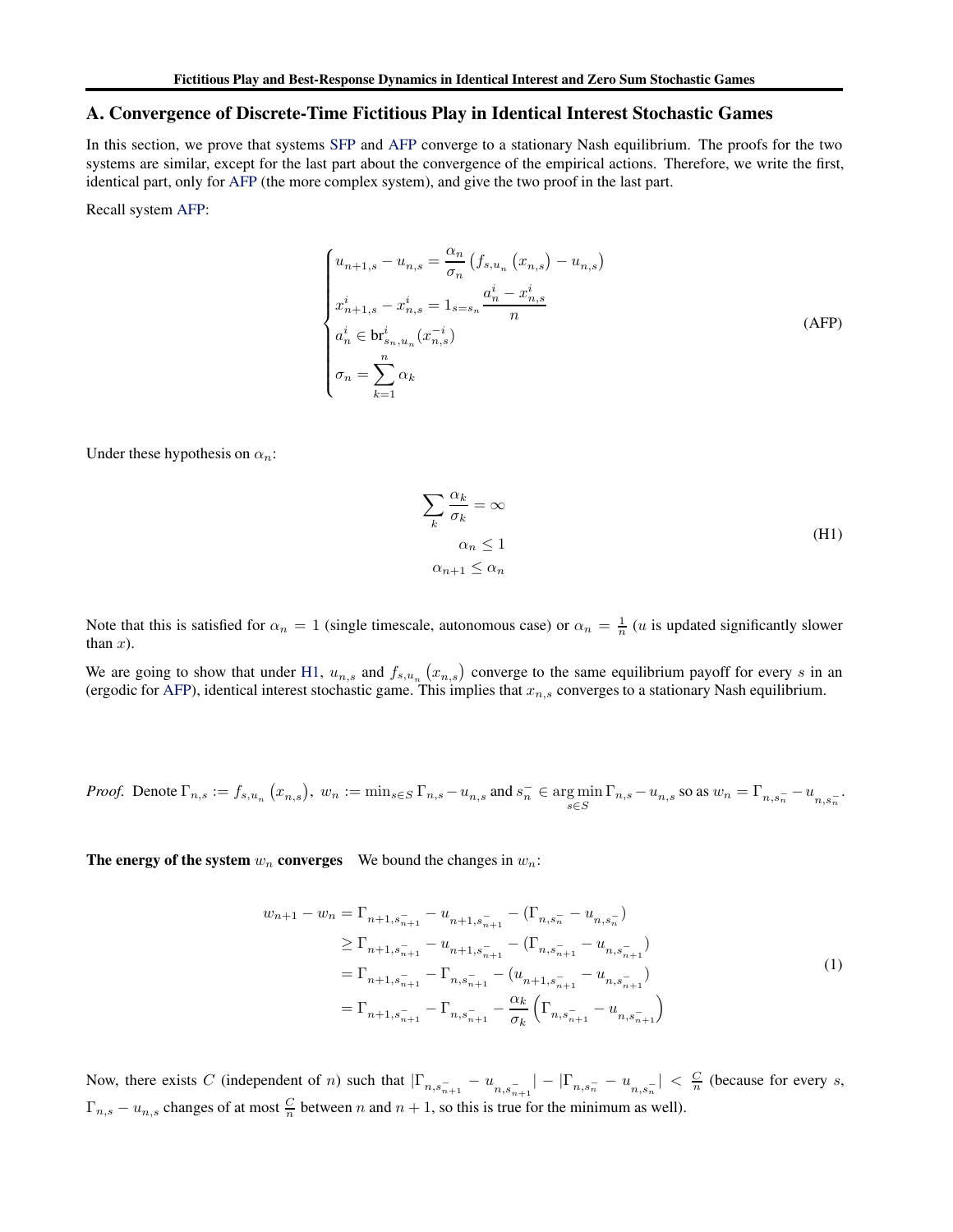## A. Convergence of Discrete-Time Fictitious Play in Identical Interest Stochastic Games

In this section, we prove that systems SFP and AFP converge to a stationary Nash equilibrium. The proofs for the two systems are similar, except for the last part about the convergence of the empirical actions. Therefore, we write the first, identical part, only for AFP (the more complex system), and give the two proof in the last part.

Recall system AFP:

$$
\begin{cases}
u_{n+1,s} - u_{n,s} = \dfrac{\alpha_n}{\sigma_n}\left(f_{s,u_n}\left(x_{n,s}\right) - u_{n,s}\right) \\
x^i_{n+1,s} - x^i_{n,s} = 1_{s=s_n}\dfrac{a^i_n - x^i_{n,s}}{n} \\
a^i_n \in \mathrm{br}^i_{s_n,u_n}(x^{-i}_{n,s}) \\
\sigma_n = \displaystyle\sum_{k=1}^{n} \alpha_k
\end{cases}
\tag{AFP}
$$

Under these hypothesis on $\alpha_n$:

$$
\begin{aligned}
\sum_k \frac{\alpha_k}{\sigma_k} = \infty \\
\alpha_n \leq 1 \\
\alpha_{n+1} \leq \alpha_n
\end{aligned}
\tag{H1}
$$

Note that this is satisfied for $\alpha_n = 1$ (single timescale, autonomous case) or $\alpha_n = \frac{1}{n}$ ($u$ is updated significantly slower than $x$).

We are going to show that under H1, $u_{n,s}$ and $f_{s,u_n}\left(x_{n,s}\right)$ converge to the same equilibrium payoff for every $s$ in an (ergodic for AFP), identical interest stochastic game. This implies that $x_{n,s}$ converges to a stationary Nash equilibrium.

*Proof.* Denote $\Gamma_{n,s} := f_{s,u_n}\left(x_{n,s}\right)$, $w_n := \min_{s\in S}\Gamma_{n,s} - u_{n,s}$ and $s^-_n \in \arg\min_{s\in S}\Gamma_{n,s} - u_{n,s}$ so as $w_n = \Gamma_{n,s^-_n} - u_{n,s^-_n}$.

**The energy of the system $w_n$ converges** We bound the changes in $w_n$:

$$
\begin{aligned}
w_{n+1} - w_n &= \Gamma_{n+1,s^-_{n+1}} - u_{n+1,s^-_{n+1}} - (\Gamma_{n,s^-_n} - u_{n,s^-_n}) \\
&\geq \Gamma_{n+1,s^-_{n+1}} - u_{n+1,s^-_{n+1}} - (\Gamma_{n,s^-_{n+1}} - u_{n,s^-_{n+1}}) \\
&= \Gamma_{n+1,s^-_{n+1}} - \Gamma_{n,s^-_{n+1}} - (u_{n+1,s^-_{n+1}} - u_{n,s^-_{n+1}}) \\
&= \Gamma_{n+1,s^-_{n+1}} - \Gamma_{n,s^-_{n+1}} - \frac{\alpha_k}{\sigma_k}\left(\Gamma_{n,s^-_{n+1}} - u_{n,s^-_{n+1}}\right)
\end{aligned}
\tag{1}
$$

Now, there exists $C$ (independent of $n$) such that $|\Gamma_{n,s^-_{n+1}} - u_{n,s^-_{n+1}}| - |\Gamma_{n,s^-_n} - u_{n,s^-_n}| < \frac{C}{n}$ (because for every $s$, $\Gamma_{n,s} - u_{n,s}$ changes of at most $\frac{C}{n}$ between $n$ and $n+1$, so this is true for the minimum as well).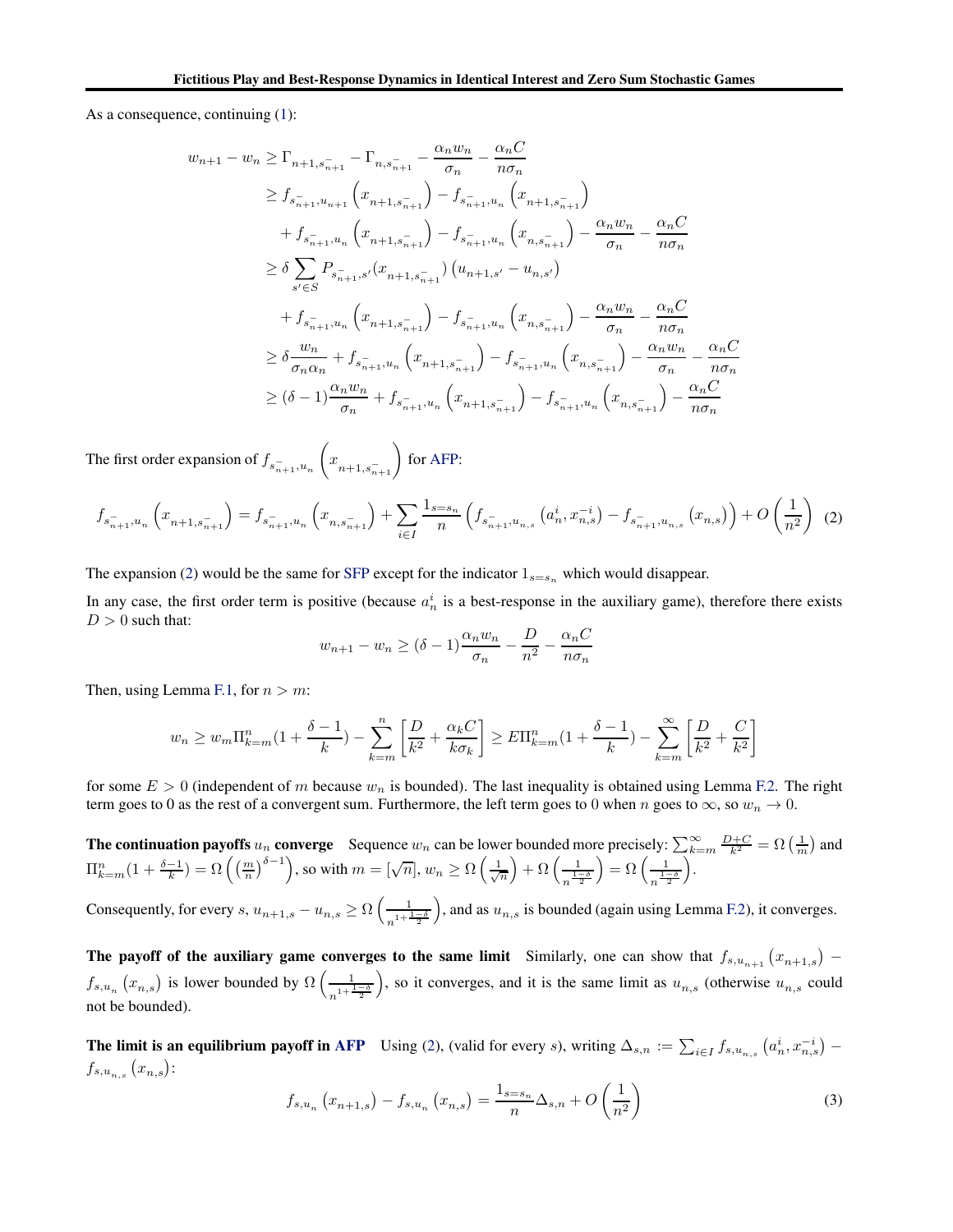As a consequence, continuing (1):

$$
\begin{aligned}
w_{n+1} - w_n &\geq \Gamma_{n+1,s^-_{n+1}} - \Gamma_{n,s^-_{n+1}} - \frac{\alpha_n w_n}{\sigma_n} - \frac{\alpha_n C}{n\sigma_n} \\
&\geq f_{s^-_{n+1},u_{n+1}}\left(x_{n+1,s^-_{n+1}}\right) - f_{s^-_{n+1},u_n}\left(x_{n+1,s^-_{n+1}}\right) \\
&\quad + f_{s^-_{n+1},u_n}\left(x_{n+1,s^-_{n+1}}\right) - f_{s^-_{n+1},u_n}\left(x_{n,s^-_{n+1}}\right) - \frac{\alpha_n w_n}{\sigma_n} - \frac{\alpha_n C}{n\sigma_n} \\
&\geq \delta \sum_{s' \in S} P_{s^-_{n+1},s'}(x_{n+1,s^-_{n+1}})\left(u_{n+1,s'} - u_{n,s'}\right) \\
&\quad + f_{s^-_{n+1},u_n}\left(x_{n+1,s^-_{n+1}}\right) - f_{s^-_{n+1},u_n}\left(x_{n,s^-_{n+1}}\right) - \frac{\alpha_n w_n}{\sigma_n} - \frac{\alpha_n C}{n\sigma_n} \\
&\geq \delta \frac{w_n}{\sigma_n \alpha_n} + f_{s^-_{n+1},u_n}\left(x_{n+1,s^-_{n+1}}\right) - f_{s^-_{n+1},u_n}\left(x_{n,s^-_{n+1}}\right) - \frac{\alpha_n w_n}{\sigma_n} - \frac{\alpha_n C}{n\sigma_n} \\
&\geq (\delta - 1)\frac{\alpha_n w_n}{\sigma_n} + f_{s^-_{n+1},u_n}\left(x_{n+1,s^-_{n+1}}\right) - f_{s^-_{n+1},u_n}\left(x_{n,s^-_{n+1}}\right) - \frac{\alpha_n C}{n\sigma_n}
\end{aligned}
$$

The first order expansion of $f_{s^-_{n+1},u_n}\left(x_{n+1,s^-_{n+1}}\right)$ for AFP:

$$
f_{s^-_{n+1},u_n}\left(x_{n+1,s^-_{n+1}}\right) = f_{s^-_{n+1},u_n}\left(x_{n,s^-_{n+1}}\right) + \sum_{i \in I} \frac{1_{s=s_n}}{n}\left(f_{s^-_{n+1},u_{n,s}}\left(a^i_n, x^{-i}_{n,s}\right) - f_{s^-_{n+1},u_{n,s}}\left(x_{n,s}\right)\right) + O\left(\frac{1}{n^2}\right) \quad (2)
$$

The expansion (2) would be the same for SFP except for the indicator $1_{s=s_n}$ which would disappear.

In any case, the first order term is positive (because $a^i_n$ is a best-response in the auxiliary game), therefore there exists $D > 0$ such that:

$$
w_{n+1} - w_n \geq (\delta - 1)\frac{\alpha_n w_n}{\sigma_n} - \frac{D}{n^2} - \frac{\alpha_n C}{n\sigma_n}
$$

Then, using Lemma F.1, for $n > m$:

$$
w_n \geq w_m \Pi^n_{k=m}\left(1 + \frac{\delta - 1}{k}\right) - \sum_{k=m}^{n}\left[\frac{D}{k^2} + \frac{\alpha_k C}{k\sigma_k}\right] \geq E\Pi^n_{k=m}\left(1 + \frac{\delta - 1}{k}\right) - \sum_{k=m}^{\infty}\left[\frac{D}{k^2} + \frac{C}{k^2}\right]
$$

for some $E > 0$ (independent of $m$ because $w_n$ is bounded). The last inequality is obtained using Lemma F.2. The right term goes to 0 as the rest of a convergent sum. Furthermore, the left term goes to 0 when $n$ goes to $\infty$, so $w_n \to 0$.

**The continuation payoffs $u_n$ converge** Sequence $w_n$ can be lower bounded more precisely: $\sum_{k=m}^{\infty}\frac{D+C}{k^2} = \Omega\left(\frac{1}{m}\right)$ and $\Pi^n_{k=m}\left(1 + \frac{\delta-1}{k}\right) = \Omega\left(\left(\frac{m}{n}\right)^{\delta-1}\right)$, so with $m = [\sqrt{n}]$, $w_n \geq \Omega\left(\frac{1}{\sqrt{n}}\right) + \Omega\left(\frac{1}{n^{\frac{1-\delta}{2}}}\right) = \Omega\left(\frac{1}{n^{\frac{1-\delta}{2}}}\right)$.

Consequently, for every $s$, $u_{n+1,s} - u_{n,s} \geq \Omega\left(\frac{1}{n^{1+\frac{1-\delta}{2}}}\right)$, and as $u_{n,s}$ is bounded (again using Lemma F.2), it converges.

**The payoff of the auxiliary game converges to the same limit** Similarly, one can show that $f_{s,u_{n+1}}\left(x_{n+1,s}\right) - f_{s,u_n}\left(x_{n,s}\right)$ is lower bounded by $\Omega\left(\frac{1}{n^{1+\frac{1-\delta}{2}}}\right)$, so it converges, and it is the same limit as $u_{n,s}$ (otherwise $u_{n,s}$ could not be bounded).

**The limit is an equilibrium payoff in AFP** Using (2), (valid for every $s$), writing $\Delta_{s,n} := \sum_{i \in I} f_{s,u_{n,s}}\left(a^i_n, x^{-i}_{n,s}\right) - f_{s,u_{n,s}}\left(x_{n,s}\right)$:

$$
f_{s,u_n}\left(x_{n+1,s}\right) - f_{s,u_n}\left(x_{n,s}\right) = \frac{1_{s=s_n}}{n}\Delta_{s,n} + O\left(\frac{1}{n^2}\right) \quad (3)
$$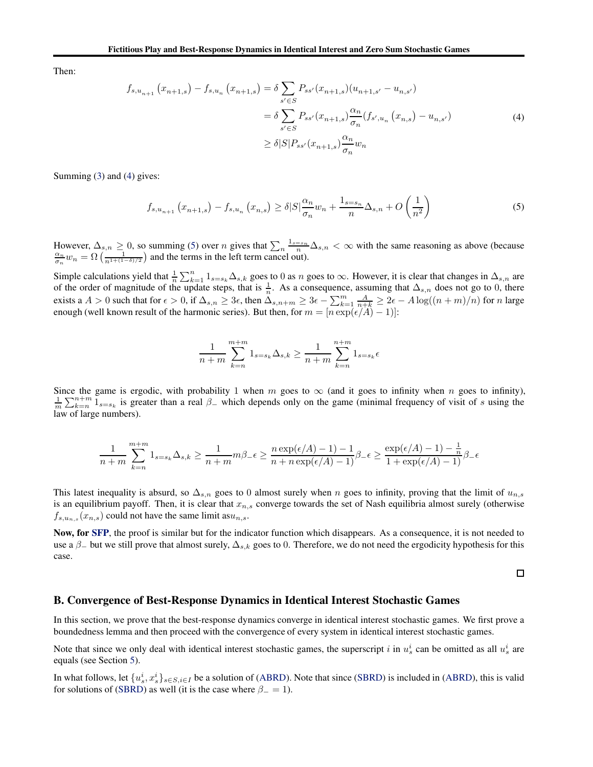Then:

$$
\begin{aligned}
f_{s,u_{n+1}}\left(x_{n+1,s}\right) - f_{s,u_n}\left(x_{n+1,s}\right) &= \delta \sum_{s' \in S} P_{ss'}(x_{n+1,s})(u_{n+1,s'} - u_{n,s'}) \\
&= \delta \sum_{s' \in S} P_{ss'}(x_{n+1,s}) \frac{\alpha_n}{\sigma_n} (f_{s',u_n}\left(x_{n,s}\right) - u_{n,s'}) \\
&\geq \delta |S| P_{ss'}(x_{n+1,s}) \frac{\alpha_n}{\sigma_n} w_n
\end{aligned} \tag{4}
$$

Summing (3) and (4) gives:

$$
f_{s,u_{n+1}}\left(x_{n+1,s}\right) - f_{s,u_n}\left(x_{n,s}\right) \geq \delta |S| \frac{\alpha_n}{\sigma_n} w_n + \frac{1_{s=s_n}}{n} \Delta_{s,n} + O\left(\frac{1}{n^2}\right) \tag{5}
$$

However, $\Delta_{s,n} \geq 0$, so summing (5) over $n$ gives that $\sum_n \frac{1_{s=s_n}}{n} \Delta_{s,n} < \infty$ with the same reasoning as above (because $\frac{\alpha_n}{\sigma_n} w_n = \Omega\left(\frac{1}{n^{1+(1-\delta)/2}}\right)$ and the terms in the left term cancel out).

Simple calculations yield that $\frac{1}{n} \sum_{k=1}^{n} 1_{s=s_k} \Delta_{s,k}$ goes to 0 as $n$ goes to $\infty$. However, it is clear that changes in $\Delta_{s,n}$ are of the order of magnitude of the update steps, that is $\frac{1}{n}$. As a consequence, assuming that $\Delta_{s,n}$ does not go to 0, there exists a $A > 0$ such that for $\epsilon > 0$, if $\Delta_{s,n} \geq 3\epsilon$, then $\Delta_{s,n+m} \geq 3\epsilon - \sum_{k=1}^{m} \frac{A}{n+k} \geq 2\epsilon - A \log((n+m)/n)$ for $n$ large enough (well known result of the harmonic series). But then, for $m = [n \exp(\epsilon/A) - 1)]$:

$$
\frac{1}{n+m} \sum_{k=n}^{m+m} 1_{s=s_k} \Delta_{s,k} \geq \frac{1}{n+m} \sum_{k=n}^{n+m} 1_{s=s_k} \epsilon
$$

Since the game is ergodic, with probability 1 when $m$ goes to $\infty$ (and it goes to infinity when $n$ goes to infinity), $\frac{1}{m} \sum_{k=n}^{n+m} 1_{s=s_k}$ is greater than a real $\beta_-$ which depends only on the game (minimal frequency of visit of $s$ using the law of large numbers).

$$
\frac{1}{n+m} \sum_{k=n}^{m+m} 1_{s=s_k} \Delta_{s,k} \geq \frac{1}{n+m} m \beta_- \epsilon \geq \frac{n \exp(\epsilon/A) - 1) - 1}{n + n \exp(\epsilon/A) - 1)} \beta_- \epsilon \geq \frac{\exp(\epsilon/A) - 1) - \frac{1}{n}}{1 + \exp(\epsilon/A) - 1)} \beta_- \epsilon
$$

This latest inequality is absurd, so $\Delta_{s,n}$ goes to 0 almost surely when $n$ goes to infinity, proving that the limit of $u_{n,s}$ is an equilibrium payoff. Then, it is clear that $x_{n,s}$ converge towards the set of Nash equilibria almost surely (otherwise $f_{s,u_{n,s}}(x_{n,s})$ could not have the same limit as$u_{n,s}$.

**Now, for SFP**, the proof is similar but for the indicator function which disappears. As a consequence, it is not needed to use a $\beta_-$ but we still prove that almost surely, $\Delta_{s,k}$ goes to 0. Therefore, we do not need the ergodicity hypothesis for this case.

□

## B. Convergence of Best-Response Dynamics in Identical Interest Stochastic Games

In this section, we prove that the best-response dynamics converge in identical interest stochastic games. We first prove a boundedness lemma and then proceed with the convergence of every system in identical interest stochastic games.

Note that since we only deal with identical interest stochastic games, the superscript $i$ in $u_s^i$ can be omitted as all $u_s^i$ are equals (see Section 5).

In what follows, let $\{u_s^i, x_s^i\}_{s \in S, i \in I}$ be a solution of (ABRD). Note that since (SBRD) is included in (ABRD), this is valid for solutions of (SBRD) as well (it is the case where $\beta_- = 1$).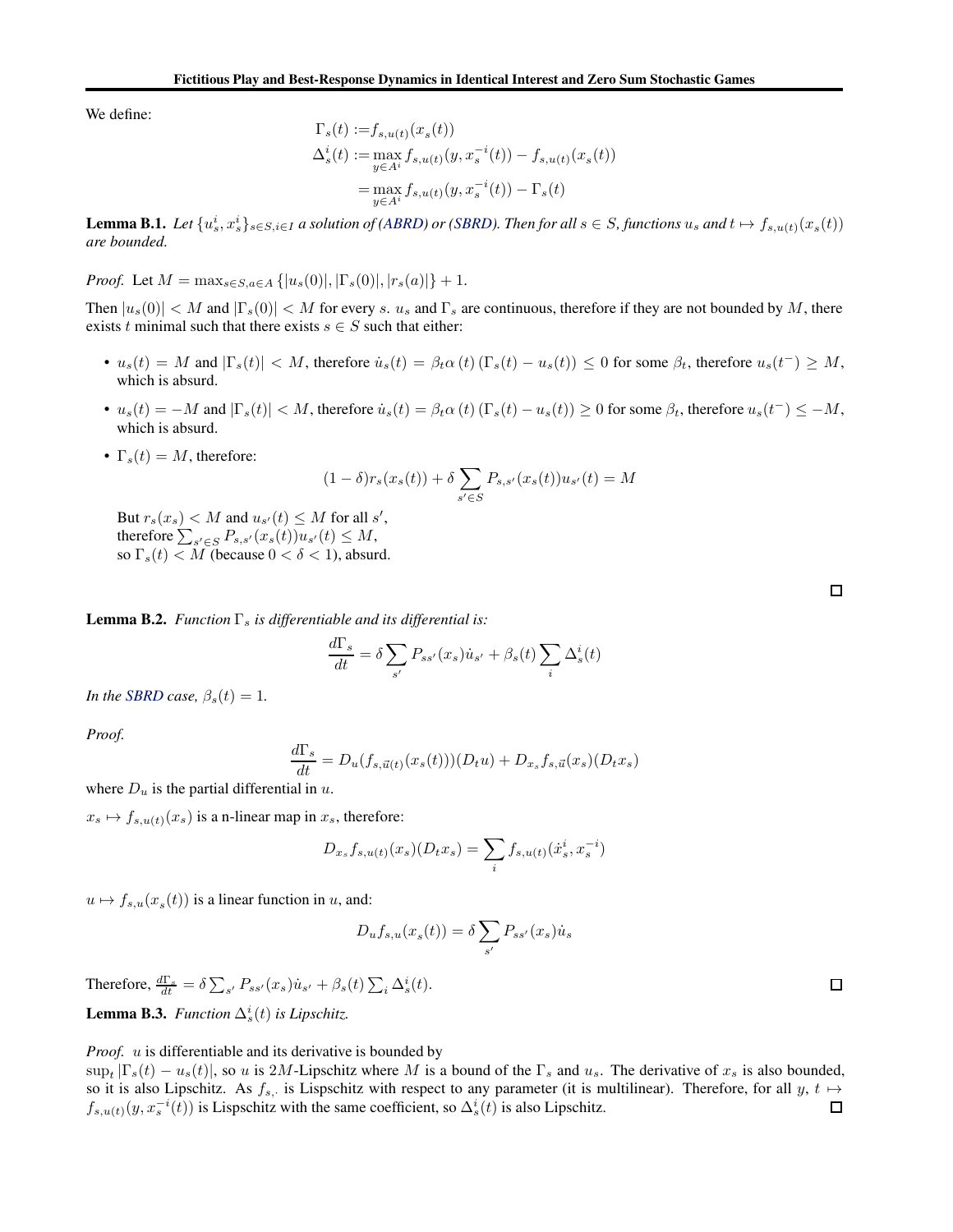We define:

$$
\begin{aligned}
\Gamma_s(t) &:= f_{s,u(t)}(x_s(t)) \\
\Delta_s^i(t) &:= \max_{y \in A^i} f_{s,u(t)}(y, x_s^{-i}(t)) - f_{s,u(t)}(x_s(t)) \\
&= \max_{y \in A^i} f_{s,u(t)}(y, x_s^{-i}(t)) - \Gamma_s(t)
\end{aligned}
$$

**Lemma B.1.** *Let $\{u_s^i, x_s^i\}_{s \in S, i \in I}$ a solution of (ABRD) or (SBRD). Then for all $s \in S$, functions $u_s$ and $t \mapsto f_{s,u(t)}(x_s(t))$ are bounded.*

*Proof.* Let $M = \max_{s \in S, a \in A} \{|u_s(0)|, |\Gamma_s(0)|, |r_s(a)|\} + 1$.

Then $|u_s(0)| < M$ and $|\Gamma_s(0)| < M$ for every $s$. $u_s$ and $\Gamma_s$ are continuous, therefore if they are not bounded by $M$, there exists $t$ minimal such that there exists $s \in S$ such that either:

- $u_s(t) = M$ and $|\Gamma_s(t)| < M$, therefore $\dot{u}_s(t) = \beta_t \alpha(t) (\Gamma_s(t) - u_s(t)) \leq 0$ for some $\beta_t$, therefore $u_s(t^-) \geq M$, which is absurd.
- $u_s(t) = -M$ and $|\Gamma_s(t)| < M$, therefore $\dot{u}_s(t) = \beta_t \alpha(t) (\Gamma_s(t) - u_s(t)) \geq 0$ for some $\beta_t$, therefore $u_s(t^-) \leq -M$, which is absurd.
- $\Gamma_s(t) = M$, therefore:

  $$(1 - \delta) r_s(x_s(t)) + \delta \sum_{s' \in S} P_{s,s'}(x_s(t)) u_{s'}(t) = M$$

  But $r_s(x_s) < M$ and $u_{s'}(t) \leq M$ for all $s'$,
  therefore $\sum_{s' \in S} P_{s,s'}(x_s(t)) u_{s'}(t) \leq M$,
  so $\Gamma_s(t) < M$ (because $0 < \delta < 1$), absurd.

□

**Lemma B.2.** *Function $\Gamma_s$ is differentiable and its differential is:*

$$\frac{d\Gamma_s}{dt} = \delta \sum_{s'} P_{ss'}(x_s) \dot{u}_{s'} + \beta_s(t) \sum_i \Delta_s^i(t)$$

*In the SBRD case, $\beta_s(t) = 1$.*

*Proof.*

$$\frac{d\Gamma_s}{dt} = D_u(f_{s,\vec{u}(t)}(x_s(t)))(D_t u) + D_{x_s} f_{s,\vec{u}}(x_s)(D_t x_s)$$

where $D_u$ is the partial differential in $u$.

$x_s \mapsto f_{s,u(t)}(x_s)$ is a n-linear map in $x_s$, therefore:

$$D_{x_s} f_{s,u(t)}(x_s)(D_t x_s) = \sum_i f_{s,u(t)}(\dot{x}_s^i, x_s^{-i})$$

$u \mapsto f_{s,u}(x_s(t))$ is a linear function in $u$, and:

$$D_u f_{s,u}(x_s(t)) = \delta \sum_{s'} P_{ss'}(x_s) \dot{u}_s$$

Therefore, $\frac{d\Gamma_s}{dt} = \delta \sum_{s'} P_{ss'}(x_s) \dot{u}_{s'} + \beta_s(t) \sum_i \Delta_s^i(t)$. □

**Lemma B.3.** *Function $\Delta_s^i(t)$ is Lipschitz.*

*Proof.* $u$ is differentiable and its derivative is bounded by
$\sup_t |\Gamma_s(t) - u_s(t)|$, so $u$ is $2M$-Lipschitz where $M$ is a bound of the $\Gamma_s$ and $u_s$. The derivative of $x_s$ is also bounded, so it is also Lipschitz. As $f_{s,\cdot}$ is Lispschitz with respect to any parameter (it is multilinear). Therefore, for all $y$, $t \mapsto f_{s,u(t)}(y, x_s^{-i}(t))$ is Lispschitz with the same coefficient, so $\Delta_s^i(t)$ is also Lipschitz. □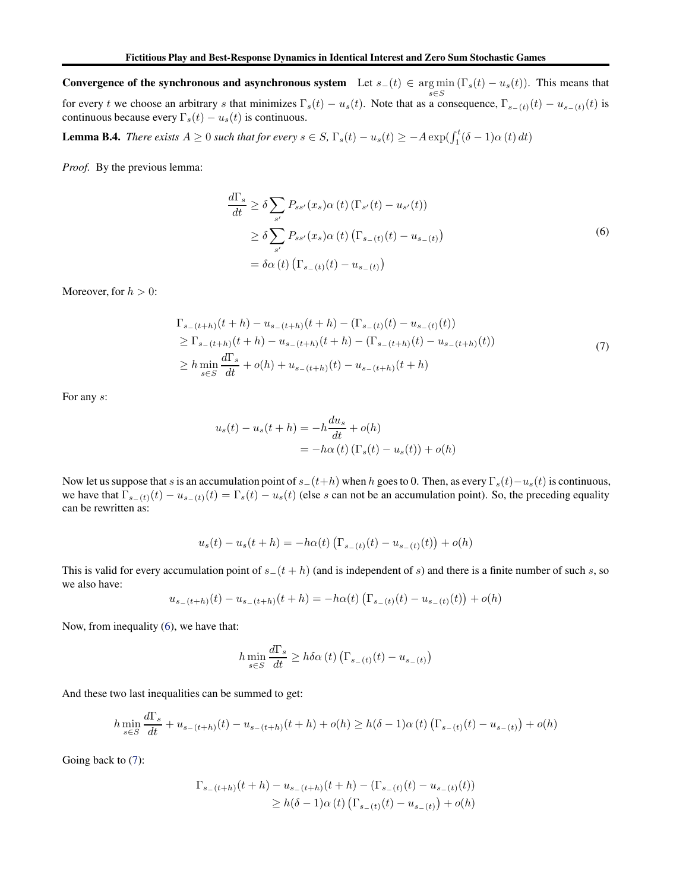**Convergence of the synchronous and asynchronous system** Let $s_-(t) \in \arg\min_{s \in S} (\Gamma_s(t) - u_s(t))$. This means that for every $t$ we choose an arbitrary $s$ that minimizes $\Gamma_s(t) - u_s(t)$. Note that as a consequence, $\Gamma_{s_-(t)}(t) - u_{s_-(t)}(t)$ is continuous because every $\Gamma_s(t) - u_s(t)$ is continuous.

**Lemma B.4.** *There exists $A \geq 0$ such that for every $s \in S$, $\Gamma_s(t) - u_s(t) \geq -A \exp(\int_1^t (\delta - 1)\alpha(t)\, dt)$*

*Proof.* By the previous lemma:

$$
\begin{aligned}
\frac{d\Gamma_s}{dt} &\geq \delta \sum_{s'} P_{ss'}(x_s)\alpha(t)\left(\Gamma_{s'}(t) - u_{s'}(t)\right) \\
&\geq \delta \sum_{s'} P_{ss'}(x_s)\alpha(t)\left(\Gamma_{s_-(t)}(t) - u_{s_-(t)}\right) \\
&= \delta\alpha(t)\left(\Gamma_{s_-(t)}(t) - u_{s_-(t)}\right)
\end{aligned}
\tag{6}
$$

Moreover, for $h > 0$:

$$
\begin{aligned}
&\Gamma_{s_-(t+h)}(t+h) - u_{s_-(t+h)}(t+h) - (\Gamma_{s_-(t)}(t) - u_{s_-(t)}(t)) \\
&\geq \Gamma_{s_-(t+h)}(t+h) - u_{s_-(t+h)}(t+h) - (\Gamma_{s_-(t+h)}(t) - u_{s_-(t+h)}(t)) \\
&\geq h \min_{s \in S} \frac{d\Gamma_s}{dt} + o(h) + u_{s_-(t+h)}(t) - u_{s_-(t+h)}(t+h)
\end{aligned}
\tag{7}
$$

For any $s$:

$$
\begin{aligned}
u_s(t) - u_s(t+h) &= -h\frac{du_s}{dt} + o(h) \\
&= -h\alpha(t)\left(\Gamma_s(t) - u_s(t)\right) + o(h)
\end{aligned}
$$

Now let us suppose that $s$ is an accumulation point of $s_-(t+h)$ when $h$ goes to 0. Then, as every $\Gamma_s(t) - u_s(t)$ is continuous, we have that $\Gamma_{s_-(t)}(t) - u_{s_-(t)}(t) = \Gamma_s(t) - u_s(t)$ (else $s$ can not be an accumulation point). So, the preceding equality can be rewritten as:

$$
u_s(t) - u_s(t+h) = -h\alpha(t)\left(\Gamma_{s_-(t)}(t) - u_{s_-(t)}(t)\right) + o(h)
$$

This is valid for every accumulation point of $s_-(t+h)$ (and is independent of $s$) and there is a finite number of such $s$, so we also have:

$$
u_{s_-(t+h)}(t) - u_{s_-(t+h)}(t+h) = -h\alpha(t)\left(\Gamma_{s_-(t)}(t) - u_{s_-(t)}(t)\right) + o(h)
$$

Now, from inequality (6), we have that:

$$
h \min_{s \in S} \frac{d\Gamma_s}{dt} \geq h\delta\alpha(t)\left(\Gamma_{s_-(t)}(t) - u_{s_-(t)}\right)
$$

And these two last inequalities can be summed to get:

$$
h \min_{s \in S} \frac{d\Gamma_s}{dt} + u_{s_-(t+h)}(t) - u_{s_-(t+h)}(t+h) + o(h) \geq h(\delta - 1)\alpha(t)\left(\Gamma_{s_-(t)}(t) - u_{s_-(t)}\right) + o(h)
$$

Going back to (7):

$$
\begin{aligned}
&\Gamma_{s_-(t+h)}(t+h) - u_{s_-(t+h)}(t+h) - (\Gamma_{s_-(t)}(t) - u_{s_-(t)}(t)) \\
&\qquad \geq h(\delta - 1)\alpha(t)\left(\Gamma_{s_-(t)}(t) - u_{s_-(t)}\right) + o(h)
\end{aligned}
$$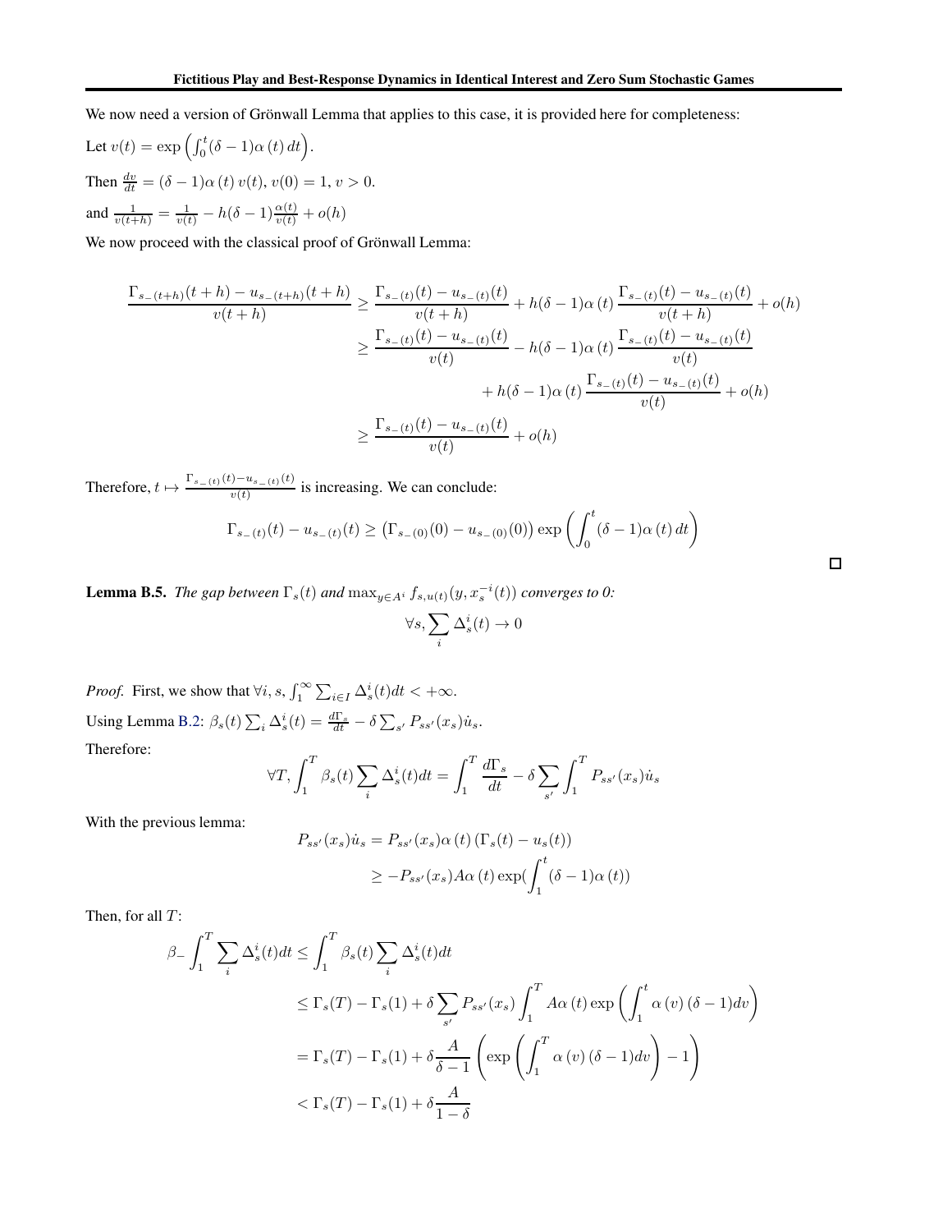We now need a version of Grönwall Lemma that applies to this case, it is provided here for completeness:

Let $v(t) = \exp\left(\int_0^t (\delta - 1)\alpha(t)\, dt\right)$.

Then $\frac{dv}{dt} = (\delta - 1)\alpha(t)\, v(t)$, $v(0) = 1$, $v > 0$.

and $\frac{1}{v(t+h)} = \frac{1}{v(t)} - h(\delta - 1)\frac{\alpha(t)}{v(t)} + o(h)$

We now proceed with the classical proof of Grönwall Lemma:

$$
\begin{aligned}
\frac{\Gamma_{s_-(t+h)}(t+h) - u_{s_-(t+h)}(t+h)}{v(t+h)} &\geq \frac{\Gamma_{s_-(t)}(t) - u_{s_-(t)}(t)}{v(t+h)} + h(\delta - 1)\alpha(t)\frac{\Gamma_{s_-(t)}(t) - u_{s_-(t)}(t)}{v(t+h)} + o(h) \\
&\geq \frac{\Gamma_{s_-(t)}(t) - u_{s_-(t)}(t)}{v(t)} - h(\delta - 1)\alpha(t)\frac{\Gamma_{s_-(t)}(t) - u_{s_-(t)}(t)}{v(t)} \\
&\qquad + h(\delta - 1)\alpha(t)\frac{\Gamma_{s_-(t)}(t) - u_{s_-(t)}(t)}{v(t)} + o(h) \\
&\geq \frac{\Gamma_{s_-(t)}(t) - u_{s_-(t)}(t)}{v(t)} + o(h)
\end{aligned}
$$

Therefore, $t \mapsto \frac{\Gamma_{s_-(t)}(t) - u_{s_-(t)}(t)}{v(t)}$ is increasing. We can conclude:

$$
\Gamma_{s_-(t)}(t) - u_{s_-(t)}(t) \geq \left(\Gamma_{s_-(0)}(0) - u_{s_-(0)}(0)\right)\exp\left(\int_0^t (\delta - 1)\alpha(t)\, dt\right)
$$

□

**Lemma B.5.** *The gap between $\Gamma_s(t)$ and $\max_{y \in A^i} f_{s,u(t)}(y, x_s^{-i}(t))$ converges to 0:*

$$
\forall s, \sum_i \Delta_s^i(t) \to 0
$$

*Proof.* First, we show that $\forall i, s, \int_1^\infty \sum_{i \in I} \Delta_s^i(t) dt < +\infty$.

Using Lemma B.2: $\beta_s(t) \sum_i \Delta_s^i(t) = \frac{d\Gamma_s}{dt} - \delta \sum_{s'} P_{ss'}(x_s)\dot{u}_s$.

Therefore:

$$
\forall T, \int_1^T \beta_s(t) \sum_i \Delta_s^i(t) dt = \int_1^T \frac{d\Gamma_s}{dt} - \delta \sum_{s'} \int_1^T P_{ss'}(x_s)\dot{u}_s
$$

With the previous lemma:

$$
\begin{aligned}
P_{ss'}(x_s)\dot{u}_s &= P_{ss'}(x_s)\alpha(t)\left(\Gamma_s(t) - u_s(t)\right) \\
&\geq -P_{ss'}(x_s) A \alpha(t) \exp\left(\int_1^t (\delta - 1)\alpha(t)\right)
\end{aligned}
$$

Then, for all $T$:

$$
\begin{aligned}
\beta_- \int_1^T \sum_i \Delta_s^i(t) dt &\leq \int_1^T \beta_s(t) \sum_i \Delta_s^i(t) dt \\
&\leq \Gamma_s(T) - \Gamma_s(1) + \delta \sum_{s'} P_{ss'}(x_s) \int_1^T A\alpha(t) \exp\left(\int_1^t \alpha(v)(\delta - 1) dv\right) \\
&= \Gamma_s(T) - \Gamma_s(1) + \delta \frac{A}{\delta - 1}\left(\exp\left(\int_1^T \alpha(v)(\delta - 1) dv\right) - 1\right) \\
&< \Gamma_s(T) - \Gamma_s(1) + \delta \frac{A}{1 - \delta}
\end{aligned}
$$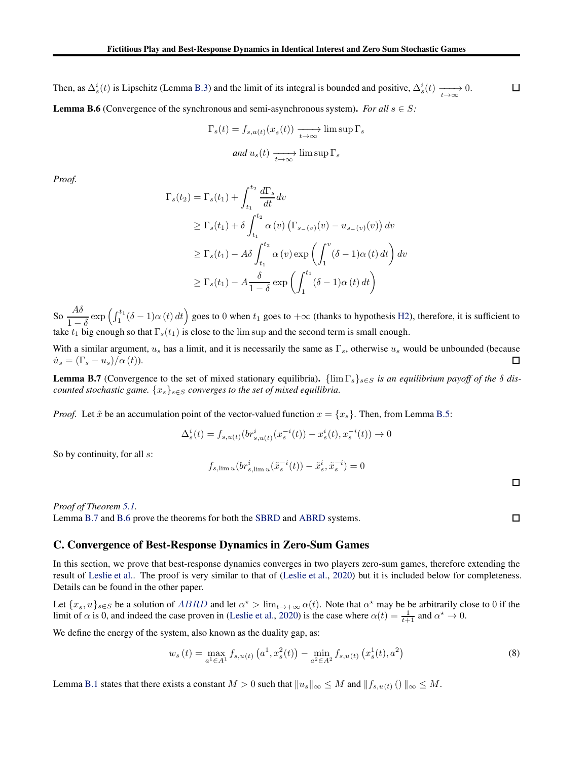Then, as $\Delta_s^i(t)$ is Lipschitz (Lemma B.3) and the limit of its integral is bounded and positive, $\Delta_s^i(t) \xrightarrow[t\to\infty]{} 0$. ☐

**Lemma B.6** (Convergence of the synchronous and semi-asynchronous system). *For all $s \in S$:*

$$\Gamma_s(t) = f_{s,u(t)}(x_s(t)) \xrightarrow[t\to\infty]{} \limsup \Gamma_s$$

$$\textit{and } u_s(t) \xrightarrow[t\to\infty]{} \limsup \Gamma_s$$

*Proof.*

$$\begin{aligned}
\Gamma_s(t_2) &= \Gamma_s(t_1) + \int_{t_1}^{t_2} \frac{d\Gamma_s}{dt} dv \\
&\geq \Gamma_s(t_1) + \delta \int_{t_1}^{t_2} \alpha(v)\left(\Gamma_{s_-(v)}(v) - u_{s_-(v)}(v)\right) dv \\
&\geq \Gamma_s(t_1) - A\delta \int_{t_1}^{t_2} \alpha(v) \exp\left(\int_1^v (\delta-1)\alpha(t)\, dt\right) dv \\
&\geq \Gamma_s(t_1) - A\frac{\delta}{1-\delta} \exp\left(\int_1^{t_1} (\delta-1)\alpha(t)\, dt\right)
\end{aligned}$$

So $\dfrac{A\delta}{1-\delta} \exp\left(\int_1^{t_1} (\delta-1)\alpha(t)\, dt\right)$ goes to 0 when $t_1$ goes to $+\infty$ (thanks to hypothesis H2), therefore, it is sufficient to take $t_1$ big enough so that $\Gamma_s(t_1)$ is close to the $\limsup$ and the second term is small enough.

With a similar argument, $u_s$ has a limit, and it is necessarily the same as $\Gamma_s$, otherwise $u_s$ would be unbounded (because $\dot{u}_s = (\Gamma_s - u_s)/\alpha(t)$). ☐

**Lemma B.7** (Convergence to the set of mixed stationary equilibria). *$\{\lim \Gamma_s\}_{s\in S}$ is an equilibrium payoff of the $\delta$ discounted stochastic game. $\{x_s\}_{s\in S}$ converges to the set of mixed equilibria.*

*Proof.* Let $\tilde{x}$ be an accumulation point of the vector-valued function $x = \{x_s\}$. Then, from Lemma B.5:

$$\Delta_s^i(t) = f_{s,u(t)}(br_{s,u(t)}^i(x_s^{-i}(t)) - x_s^i(t), x_s^{-i}(t)) \to 0$$

So by continuity, for all $s$:

$$f_{s,\lim u}(br_{s,\lim u}^i(\tilde{x}_s^{-i}(t)) - \tilde{x}_s^i, \tilde{x}_s^{-i}) = 0$$

☐

*Proof of Theorem 5.1.*
Lemma B.7 and B.6 prove the theorems for both the SBRD and ABRD systems. ☐

## C. Convergence of Best-Response Dynamics in Zero-Sum Games

In this section, we prove that best-response dynamics converges in two players zero-sum games, therefore extending the result of Leslie et al.. The proof is very similar to that of (Leslie et al., 2020) but it is included below for completeness. Details can be found in the other paper.

Let $\{x_s, u\}_{s\in S}$ be a solution of $ABRD$ and let $\alpha^\star > \lim_{t\to+\infty} \alpha(t)$. Note that $\alpha^\star$ may be be arbitrarily close to 0 if the limit of $\alpha$ is 0, and indeed the case proven in (Leslie et al., 2020) is the case where $\alpha(t) = \frac{1}{t+1}$ and $\alpha^\star \to 0$.

We define the energy of the system, also known as the duality gap, as:

$$w_s(t) = \max_{a^1\in A^1} f_{s,u(t)}\left(a^1, x_s^2(t)\right) - \min_{a^2\in A^2} f_{s,u(t)}\left(x_s^1(t), a^2\right) \tag{8}$$

Lemma B.1 states that there exists a constant $M > 0$ such that $\|u_s\|_\infty \leq M$ and $\|f_{s,u(t)}()\|_\infty \leq M$.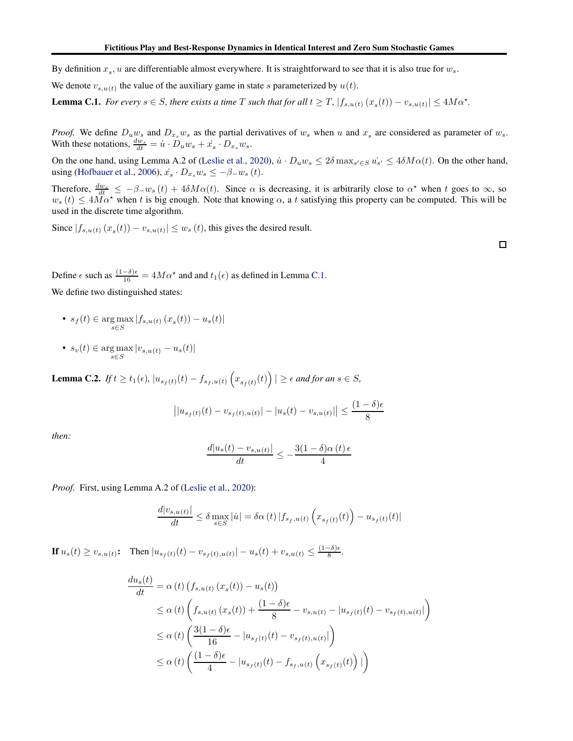By definition $x_s, u$ are differentiable almost everywhere. It is straightforward to see that it is also true for $w_s$.

We denote $v_{s,u(t)}$ the value of the auxiliary game in state $s$ parameterized by $u(t)$.

**Lemma C.1.** *For every $s \in S$, there exists a time $T$ such that for all $t \geq T$, $|f_{s,u(t)}(x_s(t)) - v_{s,u(t)}| \leq 4M\alpha^\star$.*

*Proof.* We define $D_u w_s$ and $D_{x_s} w_s$ as the partial derivatives of $w_s$ when $u$ and $x_s$ are considered as parameter of $w_s$. With these notations, $\frac{dw_s}{dt} = \dot{u} \cdot D_u w_s + \dot{x_s} \cdot D_{x_s} w_s$.

On the one hand, using Lemma A.2 of (Leslie et al., 2020), $\dot{u} \cdot D_u w_s \leq 2\delta \max_{s' \in S} \dot{u_{s'}} \leq 4\delta M \alpha(t)$. On the other hand, using (Hofbauer et al., 2006), $\dot{x_s} \cdot D_{x_s} w_s \leq -\beta_- w_s(t)$.

Therefore, $\frac{dw_s}{dt} \leq -\beta_- w_s(t) + 4\delta M \alpha(t)$. Since $\alpha$ is decreasing, it is arbitrarily close to $\alpha^\star$ when $t$ goes to $\infty$, so $w_s(t) \leq 4M\alpha^\star$ when $t$ is big enough. Note that knowing $\alpha$, a $t$ satisfying this property can be computed. This will be used in the discrete time algorithm.

Since $|f_{s,u(t)}(x_s(t)) - v_{s,u(t)}| \leq w_s(t)$, this gives the desired result. $\square$

Define $\epsilon$ such as $\frac{(1-\delta)\epsilon}{16} = 4M\alpha^\star$ and and $t_1(\epsilon)$ as defined in Lemma C.1.

We define two distinguished states:

- $s_f(t) \in \arg\max_{s \in S} |f_{s,u(t)}(x_s(t)) - u_s(t)|$
- $s_v(t) \in \arg\max_{s \in S} |v_{s,u(t)} - u_s(t)|$

**Lemma C.2.** *If $t \geq t_1(\epsilon)$, $|u_{s_f(t)}(t) - f_{s_f,u(t)}\left(x_{s_f(t)}(t)\right)| \geq \epsilon$ and for an $s \in S$,*

$$\left||u_{s_f(t)}(t) - v_{s_f(t),u(t)}| - |u_s(t) - v_{s,u(t)}|\right| \leq \frac{(1-\delta)\epsilon}{8}$$

*then:*

$$\frac{d|u_s(t) - v_{s,u(t)}|}{dt} \leq -\frac{3(1-\delta)\alpha(t)\epsilon}{4}$$

*Proof.* First, using Lemma A.2 of (Leslie et al., 2020):

$$\frac{d|v_{s,u(t)}|}{dt} \leq \delta \max_{s \in S} |\dot{u}| = \delta \alpha(t) \left|f_{s_f,u(t)}\left(x_{s_f(t)}(t)\right) - u_{s_f(t)}(t)\right|$$

**If $u_s(t) \geq v_{s,u(t)}$:** Then $|u_{s_f(t)}(t) - v_{s_f(t),u(t)}| - u_s(t) + v_{s,u(t)} \leq \frac{(1-\delta)\epsilon}{8}$.

$$\begin{aligned}
\frac{du_s(t)}{dt} &= \alpha(t)\left(f_{s,u(t)}(x_s(t)) - u_s(t)\right) \\
&\leq \alpha(t)\left(f_{s,u(t)}(x_s(t)) + \frac{(1-\delta)\epsilon}{8} - v_{s,u(t)} - |u_{s_f(t)}(t) - v_{s_f(t),u(t)}|\right) \\
&\leq \alpha(t)\left(\frac{3(1-\delta)\epsilon}{16} - |u_{s_f(t)}(t) - v_{s_f(t),u(t)}|\right) \\
&\leq \alpha(t)\left(\frac{(1-\delta)\epsilon}{4} - |u_{s_f(t)}(t) - f_{s_f,u(t)}\left(x_{s_f(t)}(t)\right)|\right)
\end{aligned}$$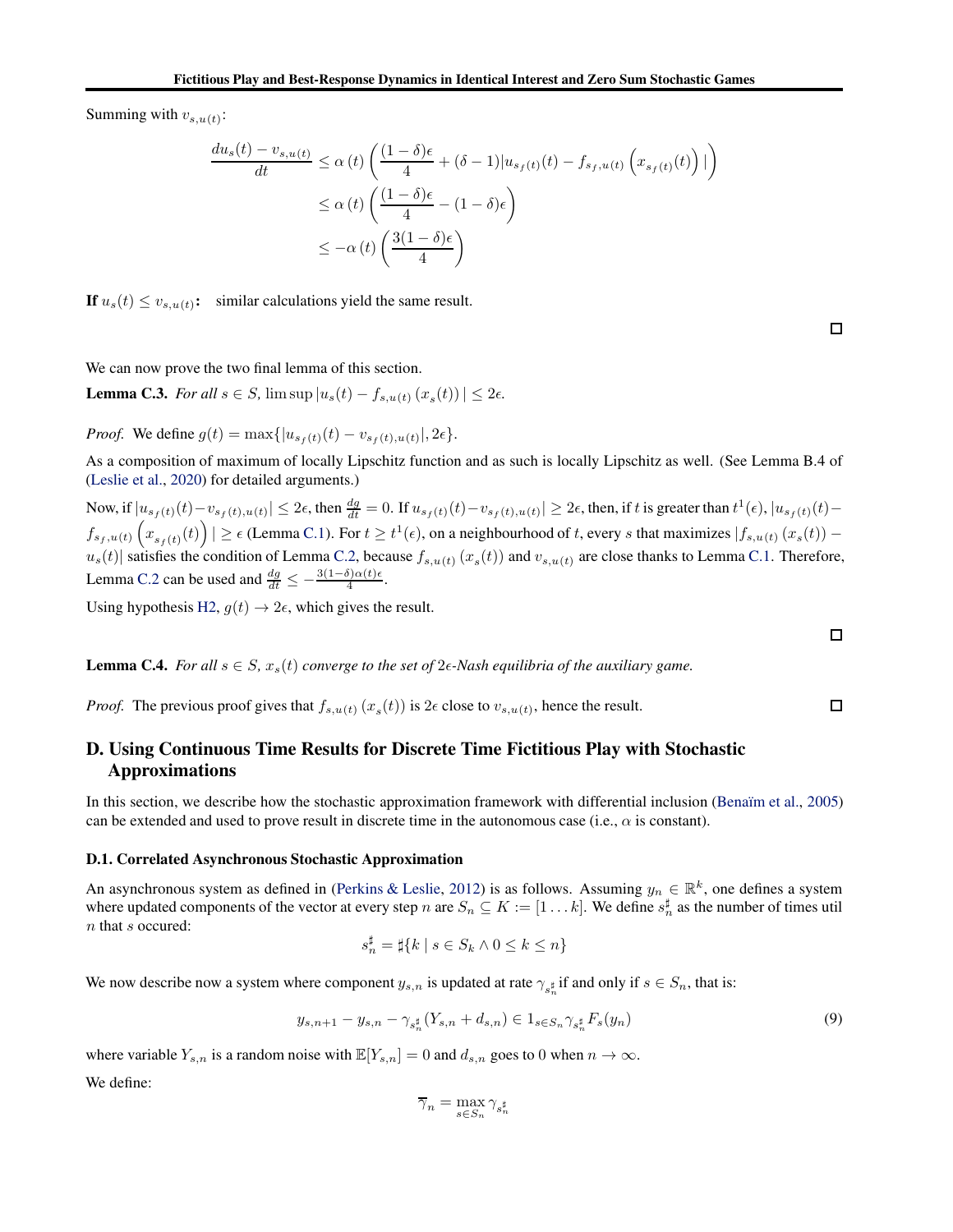Summing with $v_{s,u(t)}$:

$$
\begin{aligned}
\frac{du_s(t) - v_{s,u(t)}}{dt} &\leq \alpha\left(t\right)\left(\frac{(1-\delta)\epsilon}{4} + (\delta - 1)|u_{s_f(t)}(t) - f_{s_f,u(t)}\left(x_{s_f(t)}(t)\right)|\right) \\
&\leq \alpha\left(t\right)\left(\frac{(1-\delta)\epsilon}{4} - (1-\delta)\epsilon\right) \\
&\leq -\alpha\left(t\right)\left(\frac{3(1-\delta)\epsilon}{4}\right)
\end{aligned}
$$

**If $u_s(t) \leq v_{s,u(t)}$:** similar calculations yield the same result.

□

We can now prove the two final lemma of this section.

**Lemma C.3.** *For all $s \in S$, $\limsup |u_s(t) - f_{s,u(t)}\left(x_s(t)\right)| \leq 2\epsilon$.*

*Proof.* We define $g(t) = \max\{|u_{s_f(t)}(t) - v_{s_f(t),u(t)}|, 2\epsilon\}$.

As a composition of maximum of locally Lipschitz function and as such is locally Lipschitz as well. (See Lemma B.4 of (Leslie et al., 2020) for detailed arguments.)

Now, if $|u_{s_f(t)}(t) - v_{s_f(t),u(t)}| \leq 2\epsilon$, then $\frac{dg}{dt} = 0$. If $u_{s_f(t)}(t) - v_{s_f(t),u(t)}| \geq 2\epsilon$, then, if $t$ is greater than $t^1(\epsilon)$, $|u_{s_f(t)}(t) - f_{s_f,u(t)}\left(x_{s_f(t)}(t)\right)| \geq \epsilon$ (Lemma C.1). For $t \geq t^1(\epsilon)$, on a neighbourhood of $t$, every $s$ that maximizes $|f_{s,u(t)}\left(x_s(t)\right) - u_s(t)|$ satisfies the condition of Lemma C.2, because $f_{s,u(t)}\left(x_s(t)\right)$ and $v_{s,u(t)}$ are close thanks to Lemma C.1. Therefore, Lemma C.2 can be used and $\frac{dg}{dt} \leq -\frac{3(1-\delta)\alpha(t)\epsilon}{4}$.

Using hypothesis H2, $g(t) \to 2\epsilon$, which gives the result.

□

**Lemma C.4.** *For all $s \in S$, $x_s(t)$ converge to the set of $2\epsilon$-Nash equilibria of the auxiliary game.*

*Proof.* The previous proof gives that $f_{s,u(t)}\left(x_s(t)\right)$ is $2\epsilon$ close to $v_{s,u(t)}$, hence the result. □

## D. Using Continuous Time Results for Discrete Time Fictitious Play with Stochastic Approximations

In this section, we describe how the stochastic approximation framework with differential inclusion (Benaïm et al., 2005) can be extended and used to prove result in discrete time in the autonomous case (i.e., $\alpha$ is constant).

### D.1. Correlated Asynchronous Stochastic Approximation

An asynchronous system as defined in (Perkins & Leslie, 2012) is as follows. Assuming $y_n \in \mathbb{R}^k$, one defines a system where updated components of the vector at every step $n$ are $S_n \subseteq K := [1 \dots k]$. We define $s_n^\sharp$ as the number of times util $n$ that $s$ occured:

$$
s_n^\sharp = \sharp\{k \mid s \in S_k \wedge 0 \leq k \leq n\}
$$

We now describe now a system where component $y_{s,n}$ is updated at rate $\gamma_{s_n^\sharp}$ if and only if $s \in S_n$, that is:

$$
y_{s,n+1} - y_{s,n} - \gamma_{s_n^\sharp}(Y_{s,n} + d_{s,n}) \in 1_{s \in S_n} \gamma_{s_n^\sharp} F_s(y_n) \tag{9}
$$

where variable $Y_{s,n}$ is a random noise with $\mathbb{E}[Y_{s,n}] = 0$ and $d_{s,n}$ goes to 0 when $n \to \infty$.

We define:

$$
\overline{\gamma}_n = \max_{s \in S_n} \gamma_{s_n^\sharp}
$$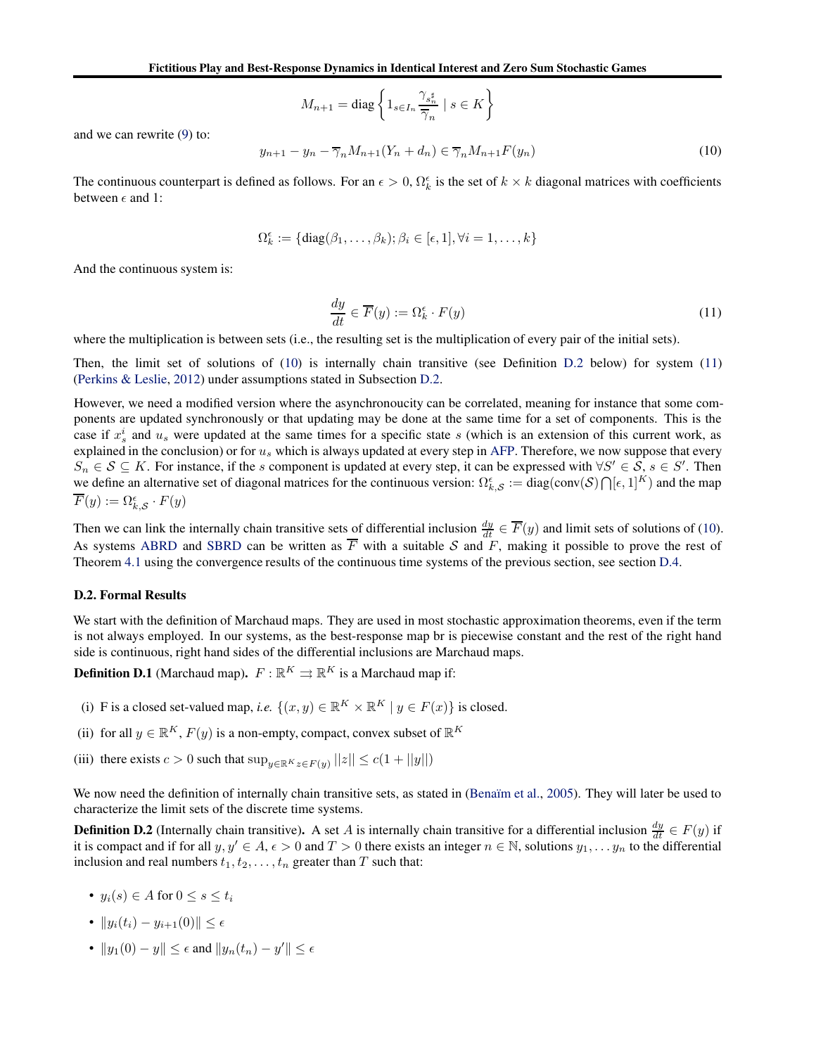$$M_{n+1} = \text{diag}\left\{ 1_{s \in I_n} \frac{\gamma_{s_n^\sharp}}{\overline{\gamma}_n} \mid s \in K \right\}$$

and we can rewrite (9) to:

$$y_{n+1} - y_n - \overline{\gamma}_n M_{n+1}(Y_n + d_n) \in \overline{\gamma}_n M_{n+1} F(y_n) \tag{10}$$

The continuous counterpart is defined as follows. For an $\epsilon > 0$, $\Omega_k^\epsilon$ is the set of $k \times k$ diagonal matrices with coefficients between $\epsilon$ and 1:

$$\Omega_k^\epsilon := \{\text{diag}(\beta_1, \dots, \beta_k); \beta_i \in [\epsilon, 1], \forall i = 1, \dots, k\}$$

And the continuous system is:

$$\frac{dy}{dt} \in \overline{F}(y) := \Omega_k^\epsilon \cdot F(y) \tag{11}$$

where the multiplication is between sets (i.e., the resulting set is the multiplication of every pair of the initial sets).

Then, the limit set of solutions of (10) is internally chain transitive (see Definition D.2 below) for system (11) (Perkins & Leslie, 2012) under assumptions stated in Subsection D.2.

However, we need a modified version where the asynchronoucity can be correlated, meaning for instance that some components are updated synchronously or that updating may be done at the same time for a set of components. This is the case if $x_s^i$ and $u_s$ were updated at the same times for a specific state $s$ (which is an extension of this current work, as explained in the conclusion) or for $u_s$ which is always updated at every step in AFP. Therefore, we now suppose that every $S_n \in \mathcal{S} \subseteq K$. For instance, if the $s$ component is updated at every step, it can be expressed with $\forall S' \in \mathcal{S}, s \in S'$. Then we define an alternative set of diagonal matrices for the continuous version: $\Omega_{k,\mathcal{S}}^\epsilon := \text{diag}(\text{conv}(\mathcal{S}) \bigcap [\epsilon, 1]^K)$ and the map $\overline{F}(y) := \Omega_{k,\mathcal{S}}^\epsilon \cdot F(y)$

Then we can link the internally chain transitive sets of differential inclusion $\frac{dy}{dt} \in \overline{F}(y)$ and limit sets of solutions of (10). As systems ABRD and SBRD can be written as $\overline{F}$ with a suitable $\mathcal{S}$ and $F$, making it possible to prove the rest of Theorem 4.1 using the convergence results of the continuous time systems of the previous section, see section D.4.

### D.2. Formal Results

We start with the definition of Marchaud maps. They are used in most stochastic approximation theorems, even if the term is not always employed. In our systems, as the best-response map br is piecewise constant and the rest of the right hand side is continuous, right hand sides of the differential inclusions are Marchaud maps.

**Definition D.1** (Marchaud map)**.** $F : \mathbb{R}^K \rightrightarrows \mathbb{R}^K$ is a Marchaud map if:

(i) F is a closed set-valued map, *i.e.* $\{(x, y) \in \mathbb{R}^K \times \mathbb{R}^K \mid y \in F(x)\}$ is closed.

(ii) for all $y \in \mathbb{R}^K$, $F(y)$ is a non-empty, compact, convex subset of $\mathbb{R}^K$

(iii) there exists $c > 0$ such that $\sup_{y \in \mathbb{R}^K z \in F(y)} ||z|| \leq c(1 + ||y||)$

We now need the definition of internally chain transitive sets, as stated in (Benaïm et al., 2005). They will later be used to characterize the limit sets of the discrete time systems.

**Definition D.2** (Internally chain transitive)**.** A set $A$ is internally chain transitive for a differential inclusion $\frac{dy}{dt} \in F(y)$ if it is compact and if for all $y, y' \in A$, $\epsilon > 0$ and $T > 0$ there exists an integer $n \in \mathbb{N}$, solutions $y_1, \dots y_n$ to the differential inclusion and real numbers $t_1, t_2, \dots, t_n$ greater than $T$ such that:

- $y_i(s) \in A$ for $0 \leq s \leq t_i$
- $\|y_i(t_i) - y_{i+1}(0)\| \leq \epsilon$
- $\|y_1(0) - y\| \leq \epsilon$ and $\|y_n(t_n) - y'\| \leq \epsilon$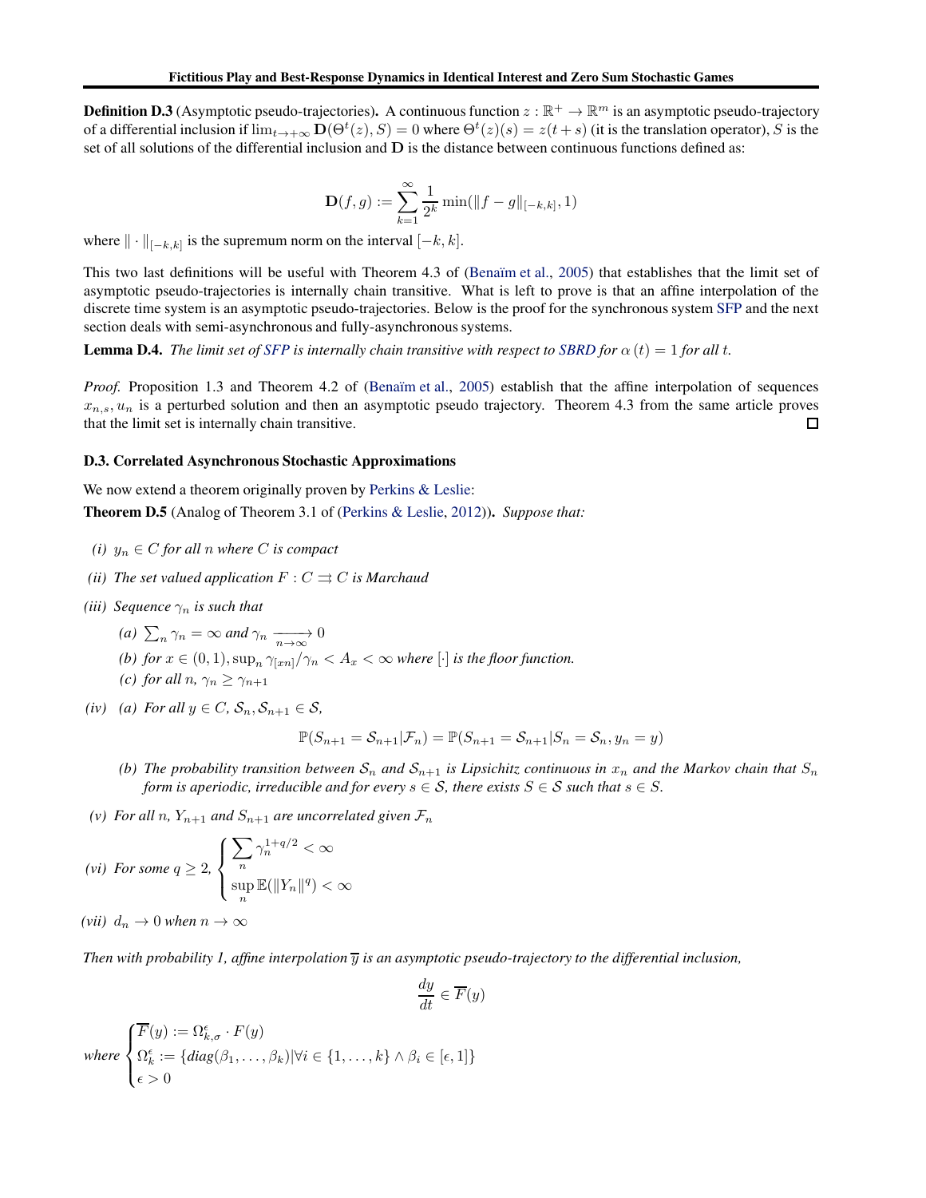**Definition D.3** (Asymptotic pseudo-trajectories)**.** A continuous function $z : \mathbb{R}^+ \to \mathbb{R}^m$ is an asymptotic pseudo-trajectory of a differential inclusion if $\lim_{t\to+\infty} \mathbf{D}(\Theta^t(z), S) = 0$ where $\Theta^t(z)(s) = z(t+s)$ (it is the translation operator), $S$ is the set of all solutions of the differential inclusion and $\mathbf{D}$ is the distance between continuous functions defined as:

$$\mathbf{D}(f,g) := \sum_{k=1}^{\infty} \frac{1}{2^k} \min(\|f-g\|_{[-k,k]}, 1)$$

where $\|\cdot\|_{[-k,k]}$ is the supremum norm on the interval $[-k,k]$.

This two last definitions will be useful with Theorem 4.3 of (Benaïm et al., 2005) that establishes that the limit set of asymptotic pseudo-trajectories is internally chain transitive. What is left to prove is that an affine interpolation of the discrete time system is an asymptotic pseudo-trajectories. Below is the proof for the synchronous system SFP and the next section deals with semi-asynchronous and fully-asynchronous systems.

**Lemma D.4.** *The limit set of SFP is internally chain transitive with respect to SBRD for $\alpha(t) = 1$ for all $t$.*

*Proof.* Proposition 1.3 and Theorem 4.2 of (Benaïm et al., 2005) establish that the affine interpolation of sequences $x_{n,s}, u_n$ is a perturbed solution and then an asymptotic pseudo trajectory. Theorem 4.3 from the same article proves that the limit set is internally chain transitive. □

### D.3. Correlated Asynchronous Stochastic Approximations

We now extend a theorem originally proven by Perkins & Leslie:

**Theorem D.5** (Analog of Theorem 3.1 of (Perkins & Leslie, 2012))**.** *Suppose that:*

*(i)* $y_n \in C$ *for all* $n$ *where* $C$ *is compact*

*(ii) The set valued application* $F : C \rightrightarrows C$ *is Marchaud*

*(iii) Sequence* $\gamma_n$ *is such that*

- *(a)* $\sum_n \gamma_n = \infty$ *and* $\gamma_n \xrightarrow[n\to\infty]{} 0$
- *(b) for* $x \in (0,1), \sup_n \gamma_{[xn]}/\gamma_n < A_x < \infty$ *where* $[\cdot]$ *is the floor function.*
- *(c) for all* $n$, $\gamma_n \geq \gamma_{n+1}$

*(iv)* *(a) For all* $y \in C$, $\mathcal{S}_n, \mathcal{S}_{n+1} \in \mathcal{S}$,

$$\mathbb{P}(S_{n+1} = \mathcal{S}_{n+1}|\mathcal{F}_n) = \mathbb{P}(S_{n+1} = \mathcal{S}_{n+1}|S_n = \mathcal{S}_n, y_n = y)$$

- *(b) The probability transition between* $\mathcal{S}_n$ *and* $\mathcal{S}_{n+1}$ *is Lipsichitz continuous in* $x_n$ *and the Markov chain that* $S_n$ *form is aperiodic, irreducible and for every* $s \in \mathcal{S}$, *there exists* $S \in \mathcal{S}$ *such that* $s \in S$.

*(v) For all* $n$, $Y_{n+1}$ *and* $S_{n+1}$ *are uncorrelated given* $\mathcal{F}_n$

*(vi) For some* $q \geq 2$, $\begin{cases} \sum_n \gamma_n^{1+q/2} < \infty \\ \sup_n \mathbb{E}(\|Y_n\|^q) < \infty \end{cases}$

*(vii)* $d_n \to 0$ *when* $n \to \infty$

*Then with probability 1, affine interpolation* $\overline{y}$ *is an asymptotic pseudo-trajectory to the differential inclusion,*

$$\frac{dy}{dt} \in \overline{F}(y)$$

*where* $\begin{cases} \overline{F}(y) := \Omega^{\epsilon}_{k,\sigma} \cdot F(y) \\ \Omega^{\epsilon}_k := \{diag(\beta_1, \ldots, \beta_k) | \forall i \in \{1,\ldots,k\} \wedge \beta_i \in [\epsilon, 1]\} \\ \epsilon > 0 \end{cases}$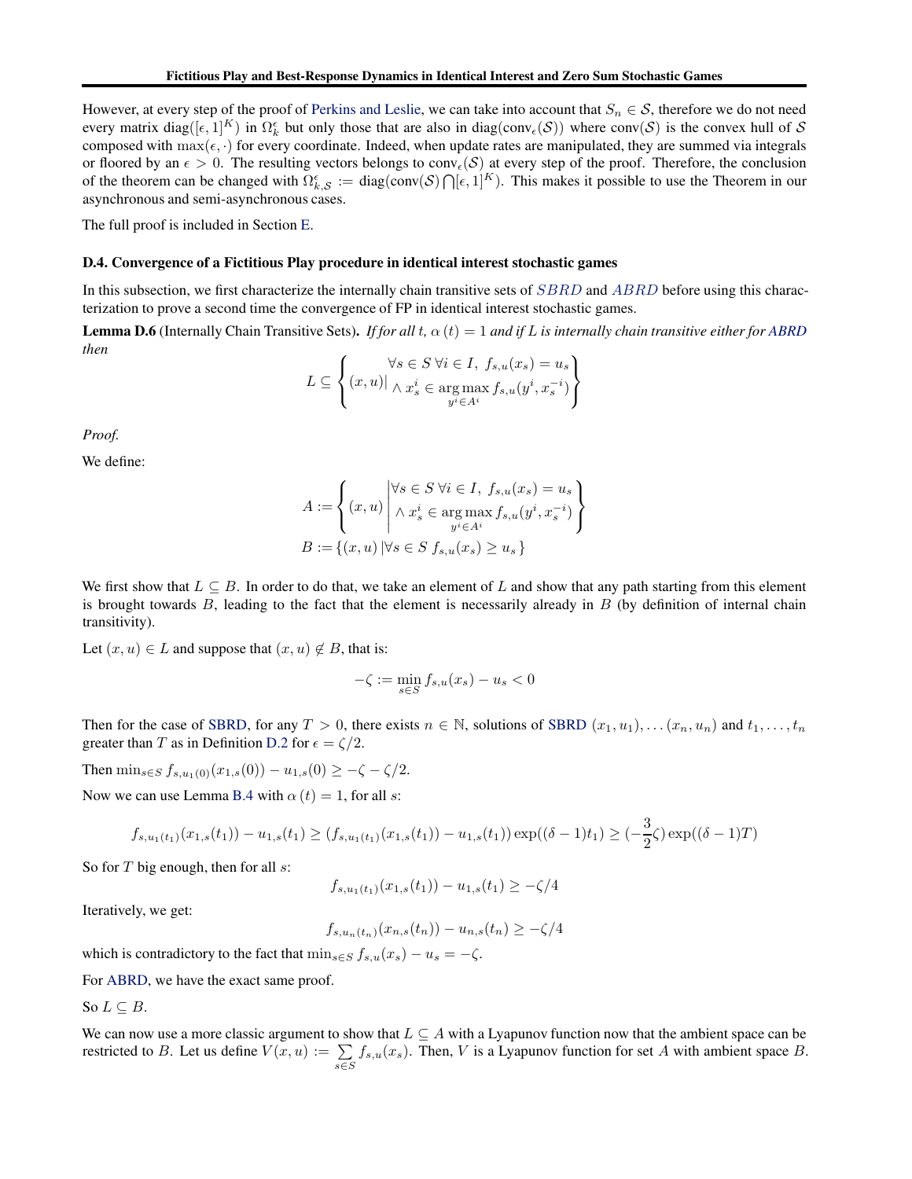However, at every step of the proof of Perkins and Leslie, we can take into account that $S_n \in \mathcal{S}$, therefore we do not need every matrix $\text{diag}([\epsilon, 1]^K)$ in $\Omega_k^\epsilon$ but only those that are also in $\text{diag}(\text{conv}_\epsilon(\mathcal{S}))$ where $\text{conv}(\mathcal{S})$ is the convex hull of $\mathcal{S}$ composed with $\max(\epsilon, \cdot)$ for every coordinate. Indeed, when update rates are manipulated, they are summed via integrals or floored by an $\epsilon > 0$. The resulting vectors belongs to $\text{conv}_\epsilon(\mathcal{S})$ at every step of the proof. Therefore, the conclusion of the theorem can be changed with $\Omega_{k,\mathcal{S}}^\epsilon := \text{diag}(\text{conv}(\mathcal{S}) \bigcap [\epsilon, 1]^K)$. This makes it possible to use the Theorem in our asynchronous and semi-asynchronous cases.

The full proof is included in Section E.

### D.4. Convergence of a Fictitious Play procedure in identical interest stochastic games

In this subsection, we first characterize the internally chain transitive sets of $SBRD$ and $ABRD$ before using this characterization to prove a second time the convergence of FP in identical interest stochastic games.

**Lemma D.6** (Internally Chain Transitive Sets). *If for all $t$, $\alpha(t) = 1$ and if $L$ is internally chain transitive either for ABRD then*

$$L \subseteq \left\{ (x,u) \middle| \begin{array}{c} \forall s \in S \; \forall i \in I, \; f_{s,u}(x_s) = u_s \\ \wedge \; x_s^i \in \underset{y^i \in A^i}{\arg\max} f_{s,u}(y^i, x_s^{-i}) \end{array} \right\}$$

*Proof.*

We define:

$$A := \left\{ (x,u) \middle| \begin{array}{l} \forall s \in S \; \forall i \in I, \; f_{s,u}(x_s) = u_s \\ \wedge \; x_s^i \in \underset{y^i \in A^i}{\arg\max} f_{s,u}(y^i, x_s^{-i}) \end{array} \right\}$$

$$B := \{(x,u) \, | \forall s \in S \; f_{s,u}(x_s) \geq u_s \}$$

We first show that $L \subseteq B$. In order to do that, we take an element of $L$ and show that any path starting from this element is brought towards $B$, leading to the fact that the element is necessarily already in $B$ (by definition of internal chain transitivity).

Let $(x,u) \in L$ and suppose that $(x,u) \notin B$, that is:

$$-\zeta := \min_{s \in S} f_{s,u}(x_s) - u_s < 0$$

Then for the case of SBRD, for any $T > 0$, there exists $n \in \mathbb{N}$, solutions of SBRD $(x_1, u_1), \dots (x_n, u_n)$ and $t_1, \dots, t_n$ greater than $T$ as in Definition D.2 for $\epsilon = \zeta/2$.

Then $\min_{s \in S} f_{s,u_1(0)}(x_{1,s}(0)) - u_{1,s}(0) \geq -\zeta - \zeta/2$.

Now we can use Lemma B.4 with $\alpha(t) = 1$, for all $s$:

$$f_{s,u_1(t_1)}(x_{1,s}(t_1)) - u_{1,s}(t_1) \geq (f_{s,u_1(t_1)}(x_{1,s}(t_1)) - u_{1,s}(t_1)) \exp((\delta - 1)t_1) \geq (-\frac{3}{2}\zeta) \exp((\delta - 1)T)$$

So for $T$ big enough, then for all $s$:

$$f_{s,u_1(t_1)}(x_{1,s}(t_1)) - u_{1,s}(t_1) \geq -\zeta/4$$

Iteratively, we get:

$$f_{s,u_n(t_n)}(x_{n,s}(t_n)) - u_{n,s}(t_n) \geq -\zeta/4$$

which is contradictory to the fact that $\min_{s \in S} f_{s,u}(x_s) - u_s = -\zeta$.

For ABRD, we have the exact same proof.

So $L \subseteq B$.

We can now use a more classic argument to show that $L \subseteq A$ with a Lyapunov function now that the ambient space can be restricted to $B$. Let us define $V(x,u) := \sum_{s \in S} f_{s,u}(x_s)$. Then, $V$ is a Lyapunov function for set $A$ with ambient space $B$.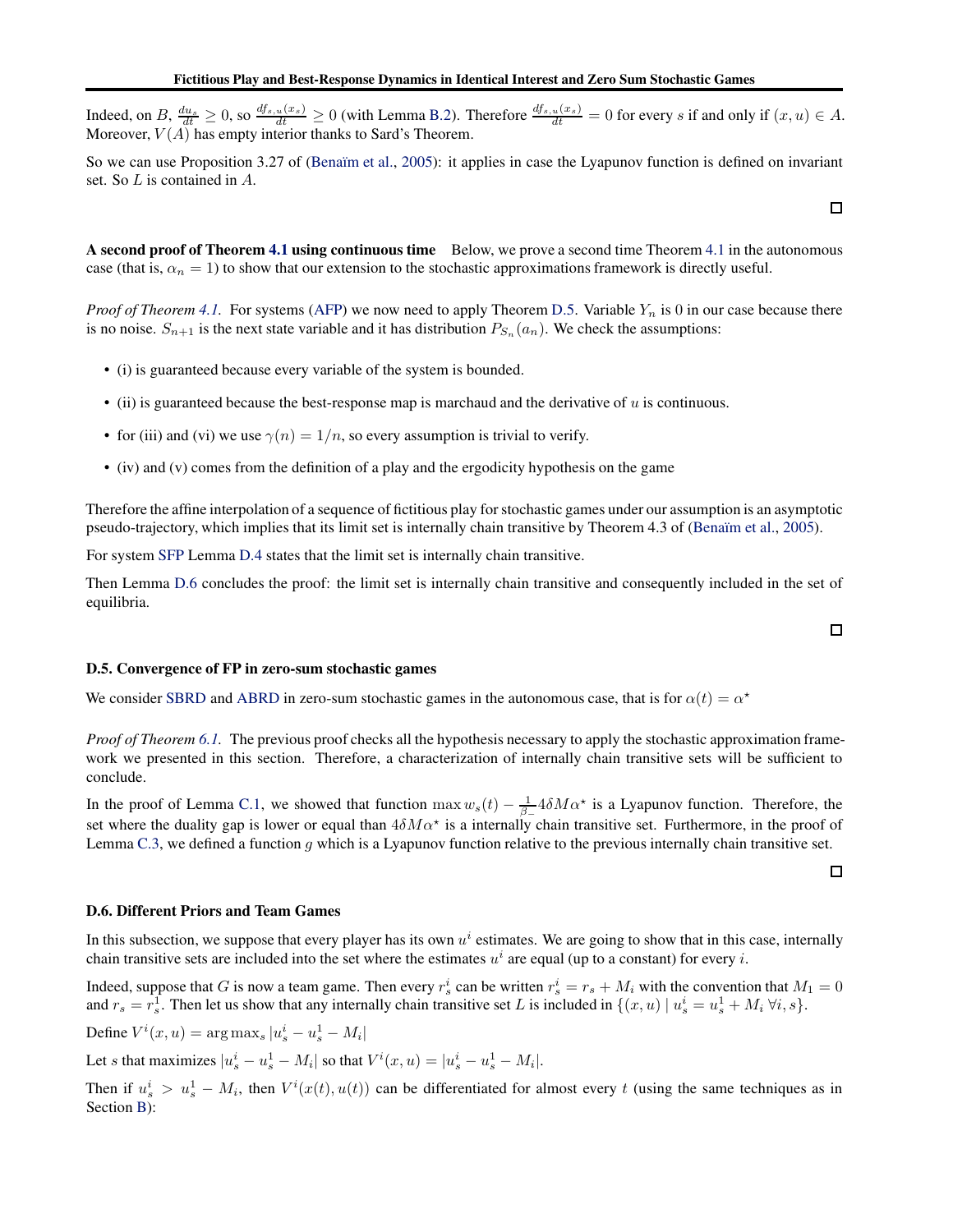Indeed, on $B$, $\frac{du_s}{dt} \geq 0$, so $\frac{df_{s,u}(x_s)}{dt} \geq 0$ (with Lemma B.2). Therefore $\frac{df_{s,u}(x_s)}{dt} = 0$ for every $s$ if and only if $(x, u) \in A$. Moreover, $V(A)$ has empty interior thanks to Sard's Theorem.

So we can use Proposition 3.27 of (Benaïm et al., 2005): it applies in case the Lyapunov function is defined on invariant set. So $L$ is contained in $A$.

□

**A second proof of Theorem 4.1 using continuous time** Below, we prove a second time Theorem 4.1 in the autonomous case (that is, $\alpha_n = 1$) to show that our extension to the stochastic approximations framework is directly useful.

*Proof of Theorem 4.1.* For systems (AFP) we now need to apply Theorem D.5. Variable $Y_n$ is 0 in our case because there is no noise. $S_{n+1}$ is the next state variable and it has distribution $P_{S_n}(a_n)$. We check the assumptions:

- (i) is guaranteed because every variable of the system is bounded.
- (ii) is guaranteed because the best-response map is marchaud and the derivative of $u$ is continuous.
- for (iii) and (vi) we use $\gamma(n) = 1/n$, so every assumption is trivial to verify.
- (iv) and (v) comes from the definition of a play and the ergodicity hypothesis on the game

Therefore the affine interpolation of a sequence of fictitious play for stochastic games under our assumption is an asymptotic pseudo-trajectory, which implies that its limit set is internally chain transitive by Theorem 4.3 of (Benaïm et al., 2005).

For system SFP Lemma D.4 states that the limit set is internally chain transitive.

Then Lemma D.6 concludes the proof: the limit set is internally chain transitive and consequently included in the set of equilibria.

□

### D.5. Convergence of FP in zero-sum stochastic games

We consider SBRD and ABRD in zero-sum stochastic games in the autonomous case, that is for $\alpha(t) = \alpha^\star$

*Proof of Theorem 6.1.* The previous proof checks all the hypothesis necessary to apply the stochastic approximation framework we presented in this section. Therefore, a characterization of internally chain transitive sets will be sufficient to conclude.

In the proof of Lemma C.1, we showed that function $\max w_s(t) - \frac{1}{\beta_-} 4\delta M \alpha^\star$ is a Lyapunov function. Therefore, the set where the duality gap is lower or equal than $4\delta M \alpha^\star$ is a internally chain transitive set. Furthermore, in the proof of Lemma C.3, we defined a function $g$ which is a Lyapunov function relative to the previous internally chain transitive set.

□

### D.6. Different Priors and Team Games

In this subsection, we suppose that every player has its own $u^i$ estimates. We are going to show that in this case, internally chain transitive sets are included into the set where the estimates $u^i$ are equal (up to a constant) for every $i$.

Indeed, suppose that $G$ is now a team game. Then every $r^i_s$ can be written $r^i_s = r_s + M_i$ with the convention that $M_1 = 0$ and $r_s = r^1_s$. Then let us show that any internally chain transitive set $L$ is included in $\{(x, u) \mid u^i_s = u^1_s + M_i \ \forall i, s\}$.

Define $V^i(x, u) = \arg\max_s |u^i_s - u^1_s - M_i|$

Let $s$ that maximizes $|u^i_s - u^1_s - M_i|$ so that $V^i(x, u) = |u^i_s - u^1_s - M_i|$.

Then if $u^i_s > u^1_s - M_i$, then $V^i(x(t), u(t))$ can be differentiated for almost every $t$ (using the same techniques as in Section B):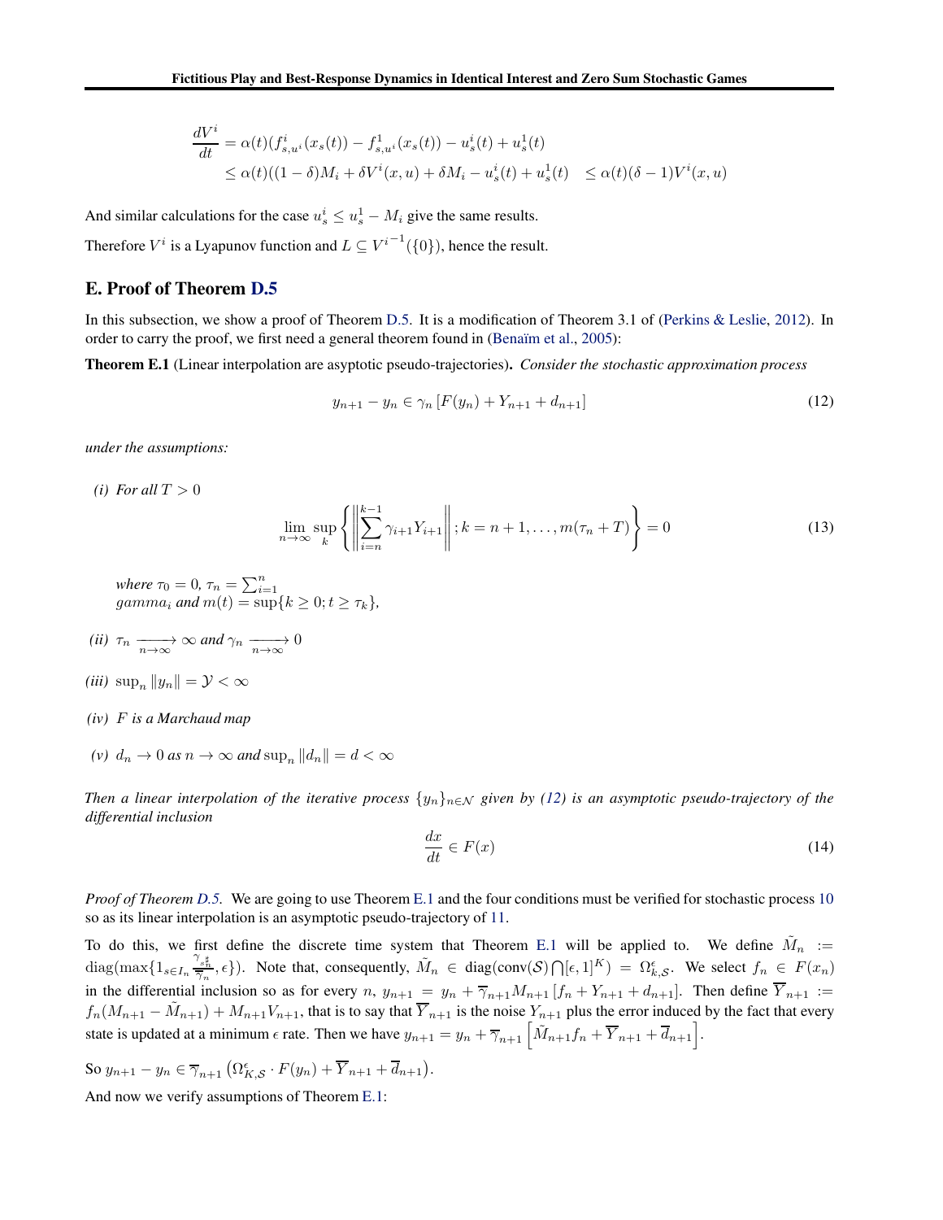$$\frac{dV^i}{dt} = \alpha(t)(f^i_{s,u^i}(x_s(t)) - f^1_{s,u^i}(x_s(t)) - u^i_s(t) + u^1_s(t)$$
$$\leq \alpha(t)((1-\delta)M_i + \delta V^i(x,u) + \delta M_i - u^i_s(t) + u^1_s(t) \quad \leq \alpha(t)(\delta - 1)V^i(x,u)$$

And similar calculations for the case $u^i_s \leq u^1_s - M_i$ give the same results.

Therefore $V^i$ is a Lyapunov function and $L \subseteq {V^i}^{-1}(\{0\})$, hence the result.

## E. Proof of Theorem D.5

In this subsection, we show a proof of Theorem D.5. It is a modification of Theorem 3.1 of (Perkins & Leslie, 2012). In order to carry the proof, we first need a general theorem found in (Benaïm et al., 2005):

**Theorem E.1** (Linear interpolation are asyptotic pseudo-trajectories). *Consider the stochastic approximation process*

$$y_{n+1} - y_n \in \gamma_n \left[ F(y_n) + Y_{n+1} + d_{n+1} \right] \tag{12}$$

*under the assumptions:*

*(i) For all $T > 0$*

$$\lim_{n \to \infty} \sup_k \left\{ \left\| \sum_{i=n}^{k-1} \gamma_{i+1} Y_{i+1} \right\| ; k = n+1, \dots, m(\tau_n + T) \right\} = 0 \tag{13}$$

*where $\tau_0 = 0$, $\tau_n = \sum_{i=1}^n$ $gamma_i$ and $m(t) = \sup\{k \geq 0; t \geq \tau_k\}$,*

*(ii) $\tau_n \xrightarrow[n \to \infty]{} \infty$ and $\gamma_n \xrightarrow[n \to \infty]{} 0$*

*(iii) $\sup_n \|y_n\| = \mathcal{Y} < \infty$*

*(iv) $F$ is a Marchaud map*

*(v) $d_n \to 0$ as $n \to \infty$ and $\sup_n \|d_n\| = d < \infty$*

*Then a linear interpolation of the iterative process $\{y_n\}_{n \in \mathcal{N}}$ given by (12) is an asymptotic pseudo-trajectory of the differential inclusion*

$$\frac{dx}{dt} \in F(x) \tag{14}$$

*Proof of Theorem D.5.* We are going to use Theorem E.1 and the four conditions must be verified for stochastic process 10 so as its linear interpolation is an asymptotic pseudo-trajectory of 11.

To do this, we first define the discrete time system that Theorem E.1 will be applied to. We define $\tilde{M}_n := \mathrm{diag}(\max\{1_{s \in I_n} \frac{\gamma_{s^\sharp_n}}{\overline{\gamma}_n}, \epsilon\})$. Note that, consequently, $\tilde{M}_n \in \mathrm{diag}(\mathrm{conv}(\mathcal{S}) \bigcap [\epsilon, 1]^K) = \Omega^\epsilon_{k,\mathcal{S}}$. We select $f_n \in F(x_n)$ in the differential inclusion so as for every $n$, $y_{n+1} = y_n + \overline{\gamma}_{n+1} M_{n+1} \left[ f_n + Y_{n+1} + d_{n+1} \right]$. Then define $\overline{Y}_{n+1} := f_n(M_{n+1} - \tilde{M}_{n+1}) + M_{n+1} V_{n+1}$, that is to say that $\overline{Y}_{n+1}$ is the noise $Y_{n+1}$ plus the error induced by the fact that every state is updated at a minimum $\epsilon$ rate. Then we have $y_{n+1} = y_n + \overline{\gamma}_{n+1} \left[ \tilde{M}_{n+1} f_n + \overline{Y}_{n+1} + \overline{d}_{n+1} \right]$.

So $y_{n+1} - y_n \in \overline{\gamma}_{n+1} \left( \Omega^\epsilon_{K,\mathcal{S}} \cdot F(y_n) + \overline{Y}_{n+1} + \overline{d}_{n+1} \right)$.

And now we verify assumptions of Theorem E.1: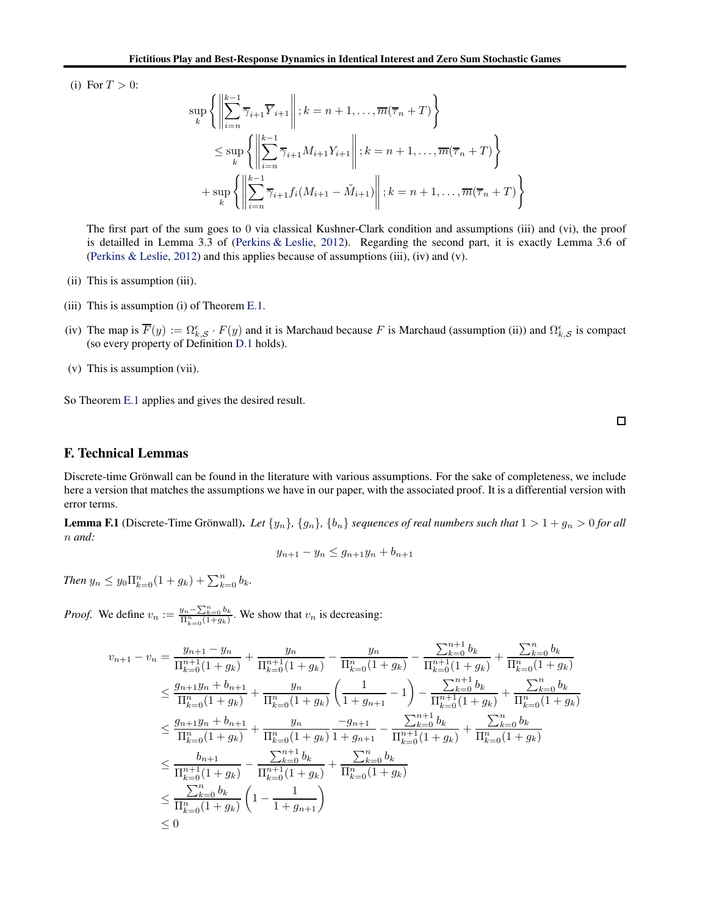(i) For $T > 0$:

$$
\begin{aligned}
\sup_k \left\{ \left\| \sum_{i=n}^{k-1} \overline{\gamma}_{i+1} \overline{Y}_{i+1} \right\| ; k = n+1, \ldots, \overline{m}(\overline{\tau}_n + T) \right\} \\
\leq \sup_k \left\{ \left\| \sum_{i=n}^{k-1} \overline{\gamma}_{i+1} M_{i+1} Y_{i+1} \right\| ; k = n+1, \ldots, \overline{m}(\overline{\tau}_n + T) \right\} \\
+ \sup_k \left\{ \left\| \sum_{i=n}^{k-1} \overline{\gamma}_{i+1} f_i (M_{i+1} - \tilde{M}_{i+1}) \right\| ; k = n+1, \ldots, \overline{m}(\overline{\tau}_n + T) \right\}
\end{aligned}
$$

The first part of the sum goes to 0 via classical Kushner-Clark condition and assumptions (iii) and (vi), the proof is detailled in Lemma 3.3 of (Perkins & Leslie, 2012). Regarding the second part, it is exactly Lemma 3.6 of (Perkins & Leslie, 2012) and this applies because of assumptions (iii), (iv) and (v).

(ii) This is assumption (iii).

(iii) This is assumption (i) of Theorem E.1.

(iv) The map is $\overline{F}(y) := \Omega^{\epsilon}_{k,\mathcal{S}} \cdot F(y)$ and it is Marchaud because $F$ is Marchaud (assumption (ii)) and $\Omega^{\epsilon}_{k,\mathcal{S}}$ is compact (so every property of Definition D.1 holds).

(v) This is assumption (vii).

So Theorem E.1 applies and gives the desired result.

□

## F. Technical Lemmas

Discrete-time Grönwall can be found in the literature with various assumptions. For the sake of completeness, we include here a version that matches the assumptions we have in our paper, with the associated proof. It is a differential version with error terms.

**Lemma F.1** (Discrete-Time Grönwall). *Let $\{y_n\}$, $\{g_n\}$, $\{b_n\}$ sequences of real numbers such that $1 > 1 + g_n > 0$ for all $n$ and:*

$$
y_{n+1} - y_n \leq g_{n+1} y_n + b_{n+1}
$$

*Then $y_n \leq y_0 \Pi_{k=0}^n (1 + g_k) + \sum_{k=0}^n b_k$.*

*Proof.* We define $v_n := \frac{y_n - \sum_{k=0}^n b_k}{\Pi_{k=0}^n (1+g_k)}$. We show that $v_n$ is decreasing:

$$
\begin{aligned}
v_{n+1} - v_n &= \frac{y_{n+1} - y_n}{\Pi_{k=0}^{n+1}(1+g_k)} + \frac{y_n}{\Pi_{k=0}^{n+1}(1+g_k)} - \frac{y_n}{\Pi_{k=0}^{n}(1+g_k)} - \frac{\sum_{k=0}^{n+1} b_k}{\Pi_{k=0}^{n+1}(1+g_k)} + \frac{\sum_{k=0}^{n} b_k}{\Pi_{k=0}^{n}(1+g_k)} \\
&\leq \frac{g_{n+1} y_n + b_{n+1}}{\Pi_{k=0}^{n}(1+g_k)} + \frac{y_n}{\Pi_{k=0}^{n}(1+g_k)} \left( \frac{1}{1+g_{n+1}} - 1 \right) - \frac{\sum_{k=0}^{n+1} b_k}{\Pi_{k=0}^{n+1}(1+g_k)} + \frac{\sum_{k=0}^{n} b_k}{\Pi_{k=0}^{n}(1+g_k)} \\
&\leq \frac{g_{n+1} y_n + b_{n+1}}{\Pi_{k=0}^{n}(1+g_k)} + \frac{y_n}{\Pi_{k=0}^{n}(1+g_k)} \frac{-g_{n+1}}{1+g_{n+1}} - \frac{\sum_{k=0}^{n+1} b_k}{\Pi_{k=0}^{n+1}(1+g_k)} + \frac{\sum_{k=0}^{n} b_k}{\Pi_{k=0}^{n}(1+g_k)} \\
&\leq \frac{b_{n+1}}{\Pi_{k=0}^{n+1}(1+g_k)} - \frac{\sum_{k=0}^{n+1} b_k}{\Pi_{k=0}^{n+1}(1+g_k)} + \frac{\sum_{k=0}^{n} b_k}{\Pi_{k=0}^{n}(1+g_k)} \\
&\leq \frac{\sum_{k=0}^{n} b_k}{\Pi_{k=0}^{n}(1+g_k)} \left( 1 - \frac{1}{1+g_{n+1}} \right) \\
&\leq 0
\end{aligned}
$$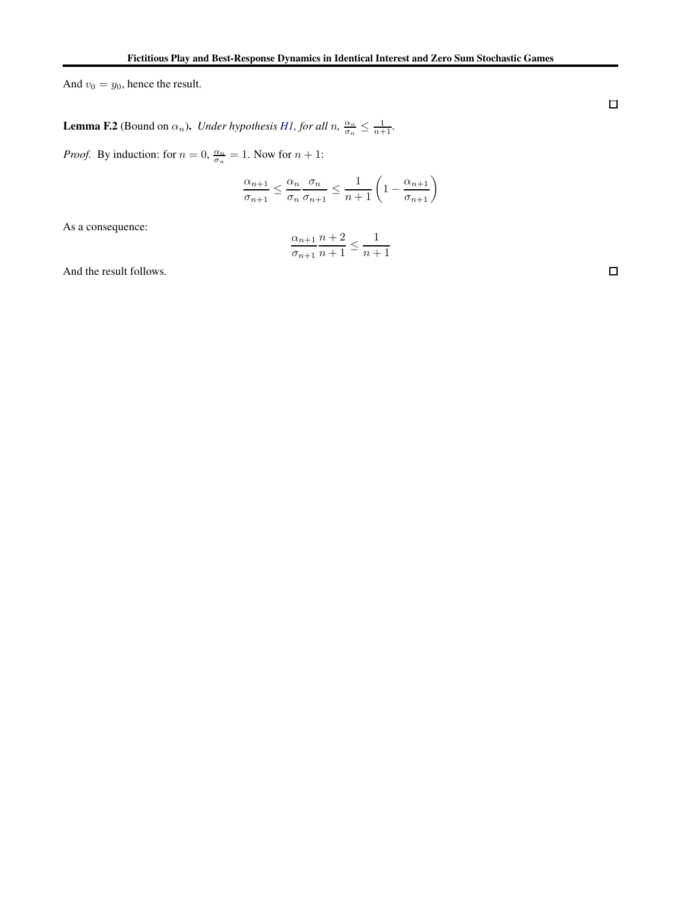And $v_0 = y_0$, hence the result.

$\square$

**Lemma F.2** (Bound on $\alpha_n$). *Under hypothesis H1, for all $n$, $\frac{\alpha_n}{\sigma_n} \leq \frac{1}{n+1}$.*

*Proof.* By induction: for $n = 0$, $\frac{\alpha_n}{\sigma_n} = 1$. Now for $n + 1$:

$$\frac{\alpha_{n+1}}{\sigma_{n+1}} \leq \frac{\alpha_n}{\sigma_n} \frac{\sigma_n}{\sigma_{n+1}} \leq \frac{1}{n+1} \left( 1 - \frac{\alpha_{n+1}}{\sigma_{n+1}} \right)$$

As a consequence:

$$\frac{\alpha_{n+1}}{\sigma_{n+1}} \frac{n+2}{n+1} \leq \frac{1}{n+1}$$

And the result follows. $\square$